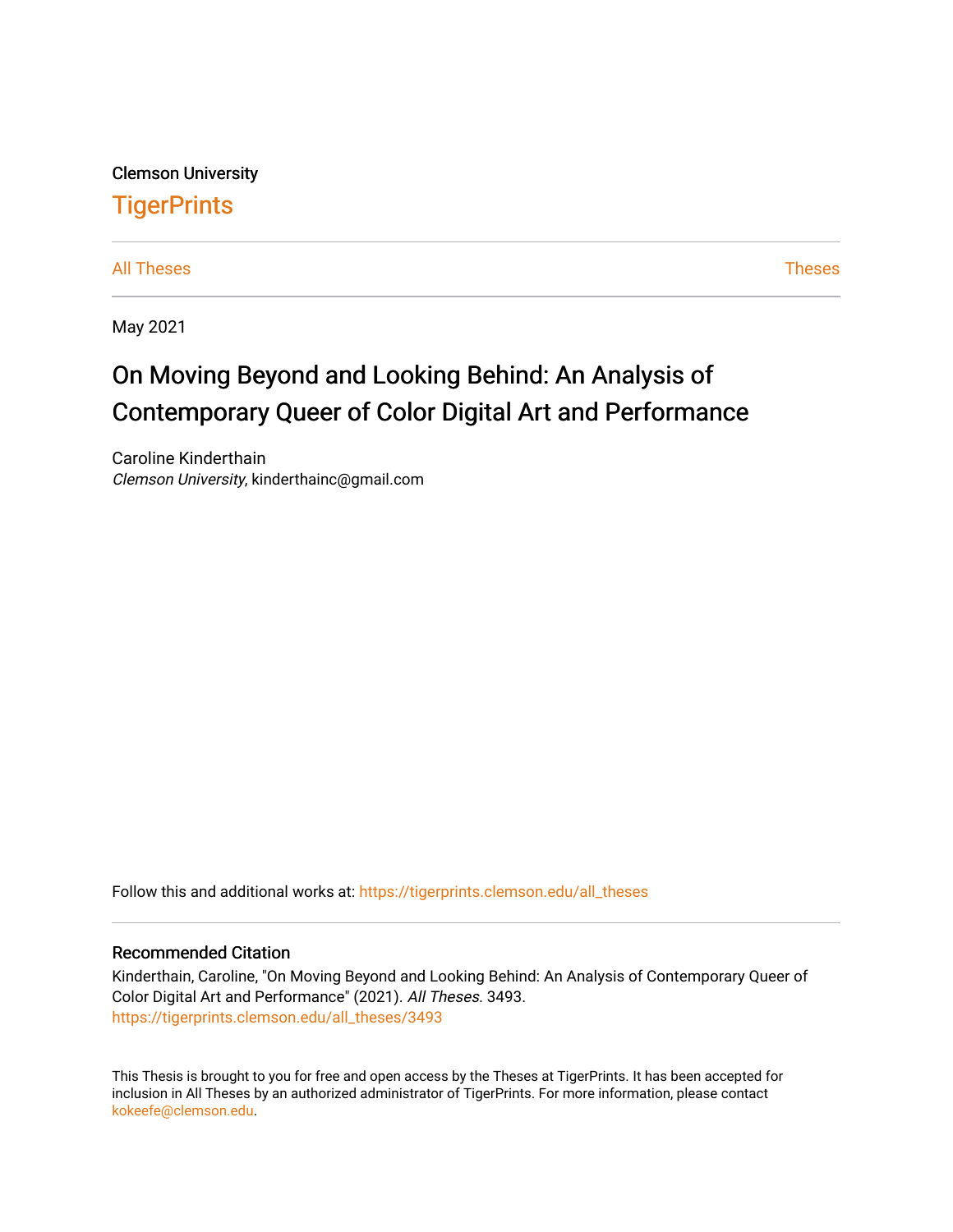Clemson University

# TigerPrints

All Theses | Theses

May 2021

# On Moving Beyond and Looking Behind: An Analysis of Contemporary Queer of Color Digital Art and Performance

Caroline Kinderthain
*Clemson University*, kinderthainc@gmail.com

Follow this and additional works at: https://tigerprints.clemson.edu/all_theses

## Recommended Citation

Kinderthain, Caroline, "On Moving Beyond and Looking Behind: An Analysis of Contemporary Queer of Color Digital Art and Performance" (2021). *All Theses*. 3493.
https://tigerprints.clemson.edu/all_theses/3493

This Thesis is brought to you for free and open access by the Theses at TigerPrints. It has been accepted for inclusion in All Theses by an authorized administrator of TigerPrints. For more information, please contact kokeefe@clemson.edu.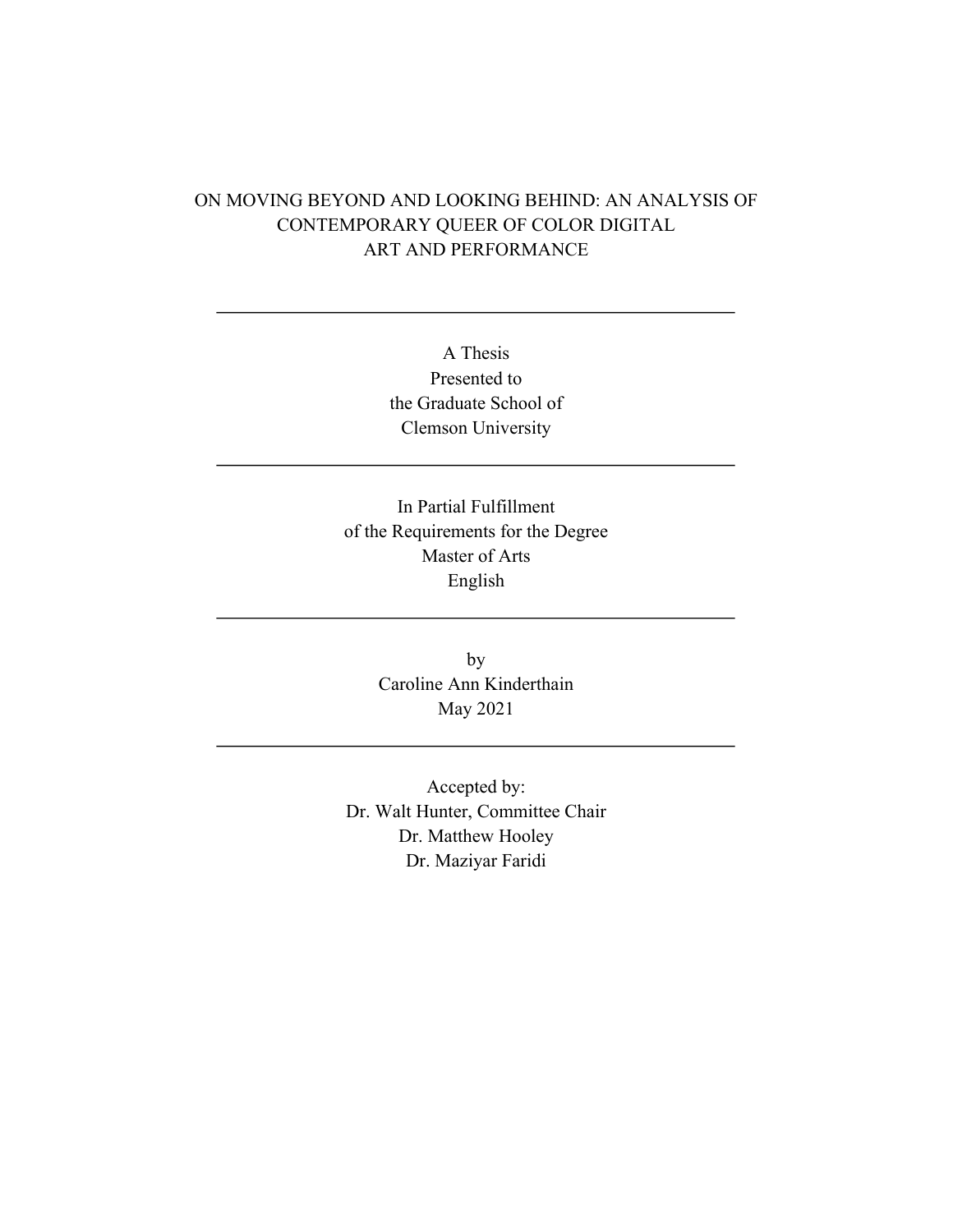# ON MOVING BEYOND AND LOOKING BEHIND: AN ANALYSIS OF CONTEMPORARY QUEER OF COLOR DIGITAL ART AND PERFORMANCE

---

A Thesis
Presented to
the Graduate School of
Clemson University

---

In Partial Fulfillment
of the Requirements for the Degree
Master of Arts
English

---

by
Caroline Ann Kinderthain
May 2021

---

Accepted by:
Dr. Walt Hunter, Committee Chair
Dr. Matthew Hooley
Dr. Maziyar Faridi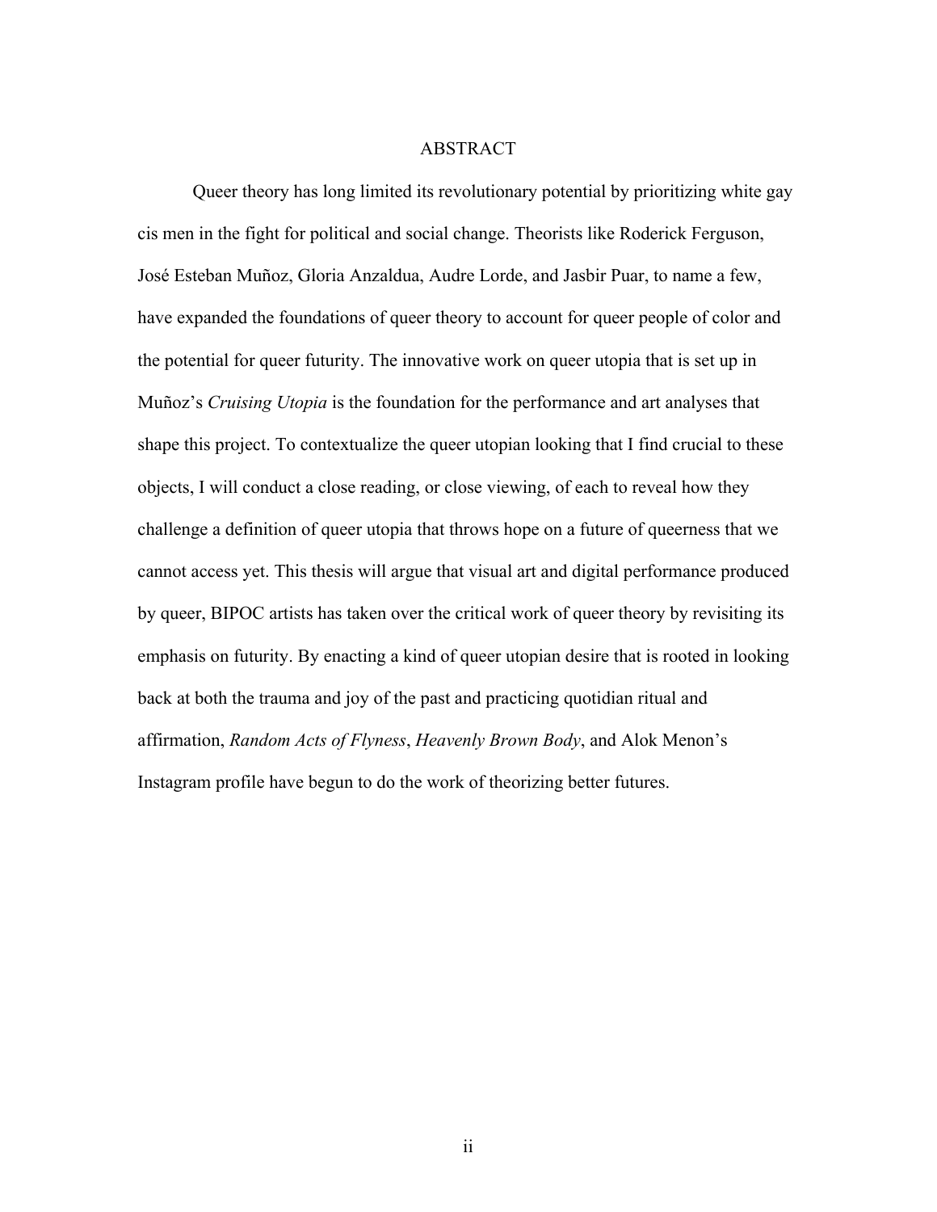# ABSTRACT

Queer theory has long limited its revolutionary potential by prioritizing white gay cis men in the fight for political and social change. Theorists like Roderick Ferguson, José Esteban Muñoz, Gloria Anzaldua, Audre Lorde, and Jasbir Puar, to name a few, have expanded the foundations of queer theory to account for queer people of color and the potential for queer futurity. The innovative work on queer utopia that is set up in Muñoz's *Cruising Utopia* is the foundation for the performance and art analyses that shape this project. To contextualize the queer utopian looking that I find crucial to these objects, I will conduct a close reading, or close viewing, of each to reveal how they challenge a definition of queer utopia that throws hope on a future of queerness that we cannot access yet. This thesis will argue that visual art and digital performance produced by queer, BIPOC artists has taken over the critical work of queer theory by revisiting its emphasis on futurity. By enacting a kind of queer utopian desire that is rooted in looking back at both the trauma and joy of the past and practicing quotidian ritual and affirmation, *Random Acts of Flyness*, *Heavenly Brown Body*, and Alok Menon's Instagram profile have begun to do the work of theorizing better futures.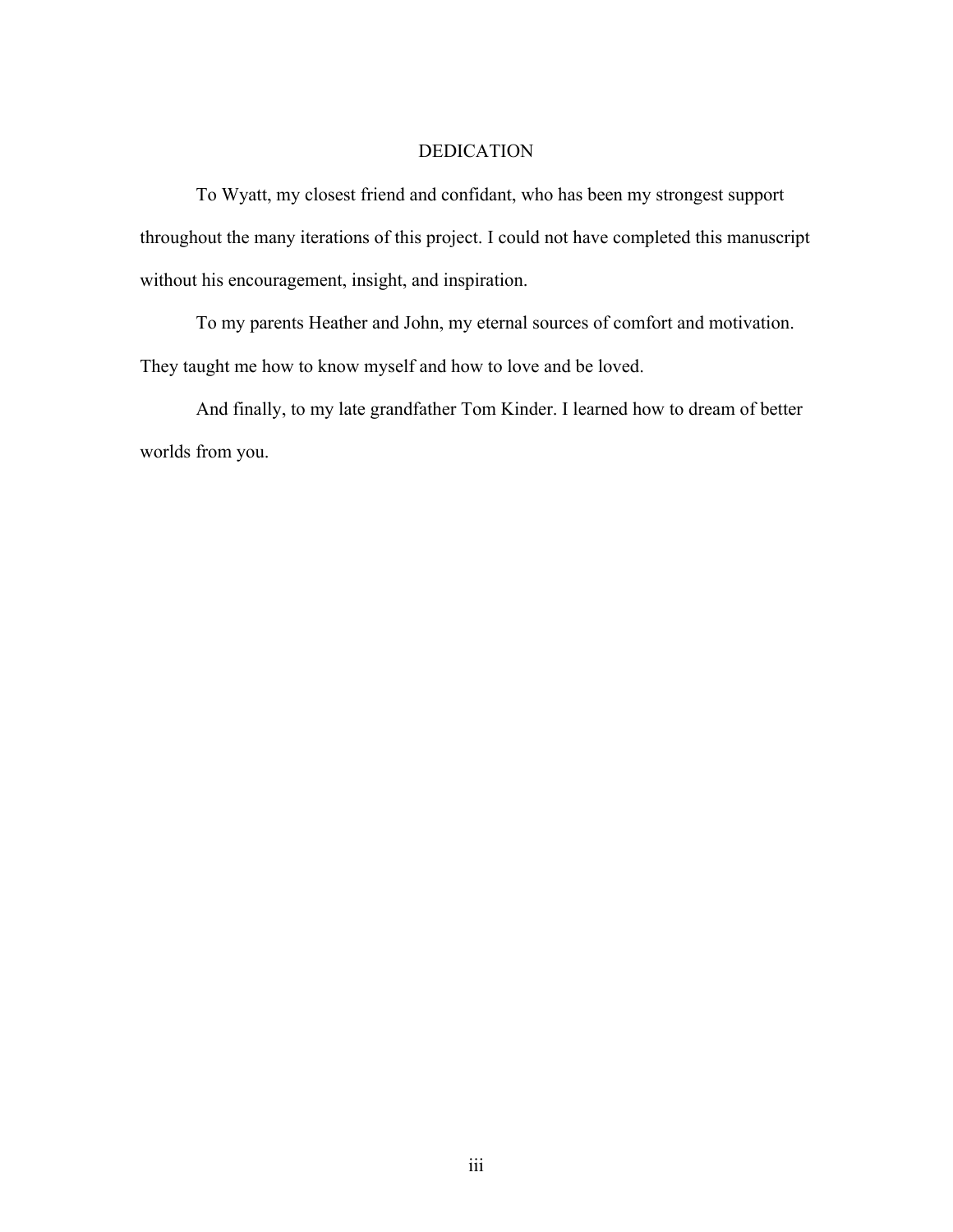# DEDICATION

To Wyatt, my closest friend and confidant, who has been my strongest support throughout the many iterations of this project. I could not have completed this manuscript without his encouragement, insight, and inspiration.

To my parents Heather and John, my eternal sources of comfort and motivation. They taught me how to know myself and how to love and be loved.

And finally, to my late grandfather Tom Kinder. I learned how to dream of better worlds from you.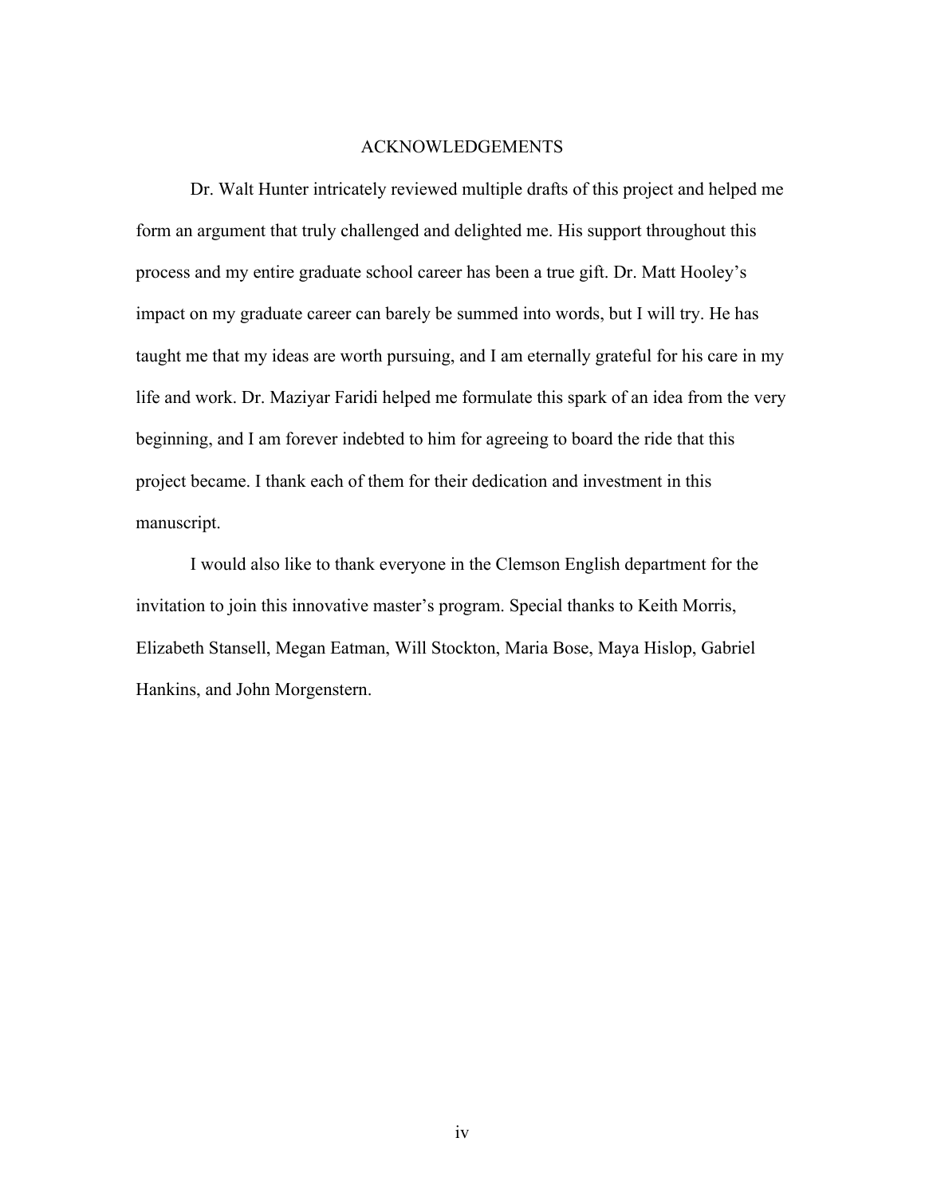# ACKNOWLEDGEMENTS

Dr. Walt Hunter intricately reviewed multiple drafts of this project and helped me form an argument that truly challenged and delighted me. His support throughout this process and my entire graduate school career has been a true gift. Dr. Matt Hooley's impact on my graduate career can barely be summed into words, but I will try. He has taught me that my ideas are worth pursuing, and I am eternally grateful for his care in my life and work. Dr. Maziyar Faridi helped me formulate this spark of an idea from the very beginning, and I am forever indebted to him for agreeing to board the ride that this project became. I thank each of them for their dedication and investment in this manuscript.

I would also like to thank everyone in the Clemson English department for the invitation to join this innovative master's program. Special thanks to Keith Morris, Elizabeth Stansell, Megan Eatman, Will Stockton, Maria Bose, Maya Hislop, Gabriel Hankins, and John Morgenstern.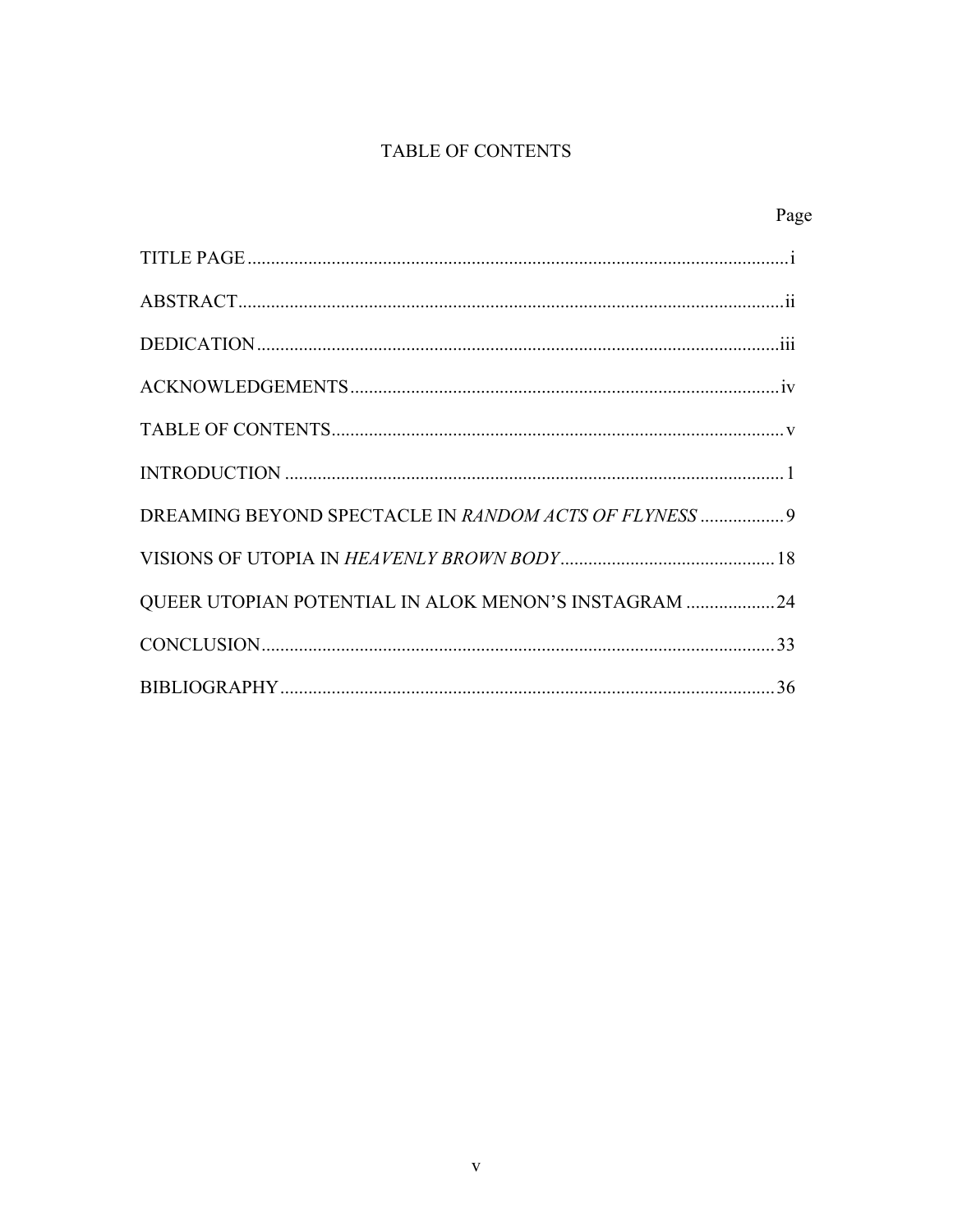# TABLE OF CONTENTS

| | Page |
|---|---|
| TITLE PAGE | i |
| ABSTRACT | ii |
| DEDICATION | iii |
| ACKNOWLEDGEMENTS | iv |
| TABLE OF CONTENTS | v |
| INTRODUCTION | 1 |
| DREAMING BEYOND SPECTACLE IN *RANDOM ACTS OF FLYNESS* | 9 |
| VISIONS OF UTOPIA IN *HEAVENLY BROWN BODY* | 18 |
| QUEER UTOPIAN POTENTIAL IN ALOK MENON'S INSTAGRAM | 24 |
| CONCLUSION | 33 |
| BIBLIOGRAPHY | 36 |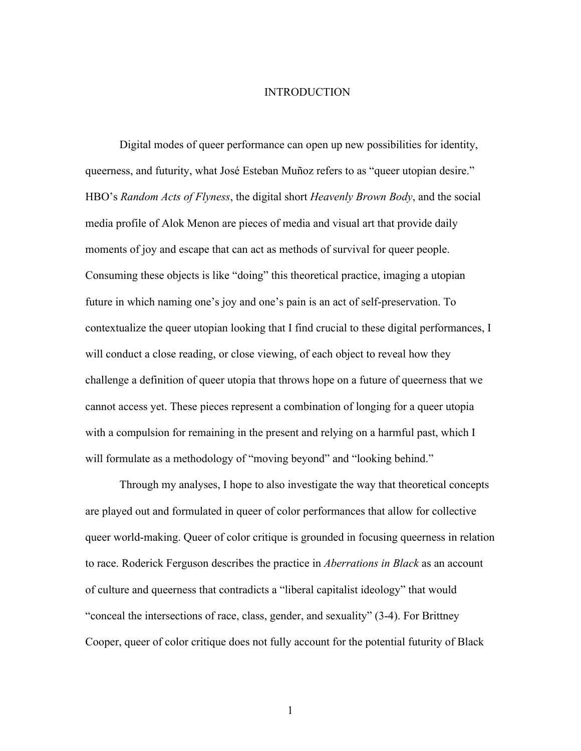# INTRODUCTION

Digital modes of queer performance can open up new possibilities for identity, queerness, and futurity, what José Esteban Muñoz refers to as "queer utopian desire." HBO's *Random Acts of Flyness*, the digital short *Heavenly Brown Body*, and the social media profile of Alok Menon are pieces of media and visual art that provide daily moments of joy and escape that can act as methods of survival for queer people. Consuming these objects is like "doing" this theoretical practice, imaging a utopian future in which naming one's joy and one's pain is an act of self-preservation. To contextualize the queer utopian looking that I find crucial to these digital performances, I will conduct a close reading, or close viewing, of each object to reveal how they challenge a definition of queer utopia that throws hope on a future of queerness that we cannot access yet. These pieces represent a combination of longing for a queer utopia with a compulsion for remaining in the present and relying on a harmful past, which I will formulate as a methodology of "moving beyond" and "looking behind."

Through my analyses, I hope to also investigate the way that theoretical concepts are played out and formulated in queer of color performances that allow for collective queer world-making. Queer of color critique is grounded in focusing queerness in relation to race. Roderick Ferguson describes the practice in *Aberrations in Black* as an account of culture and queerness that contradicts a "liberal capitalist ideology" that would "conceal the intersections of race, class, gender, and sexuality" (3-4). For Brittney Cooper, queer of color critique does not fully account for the potential futurity of Black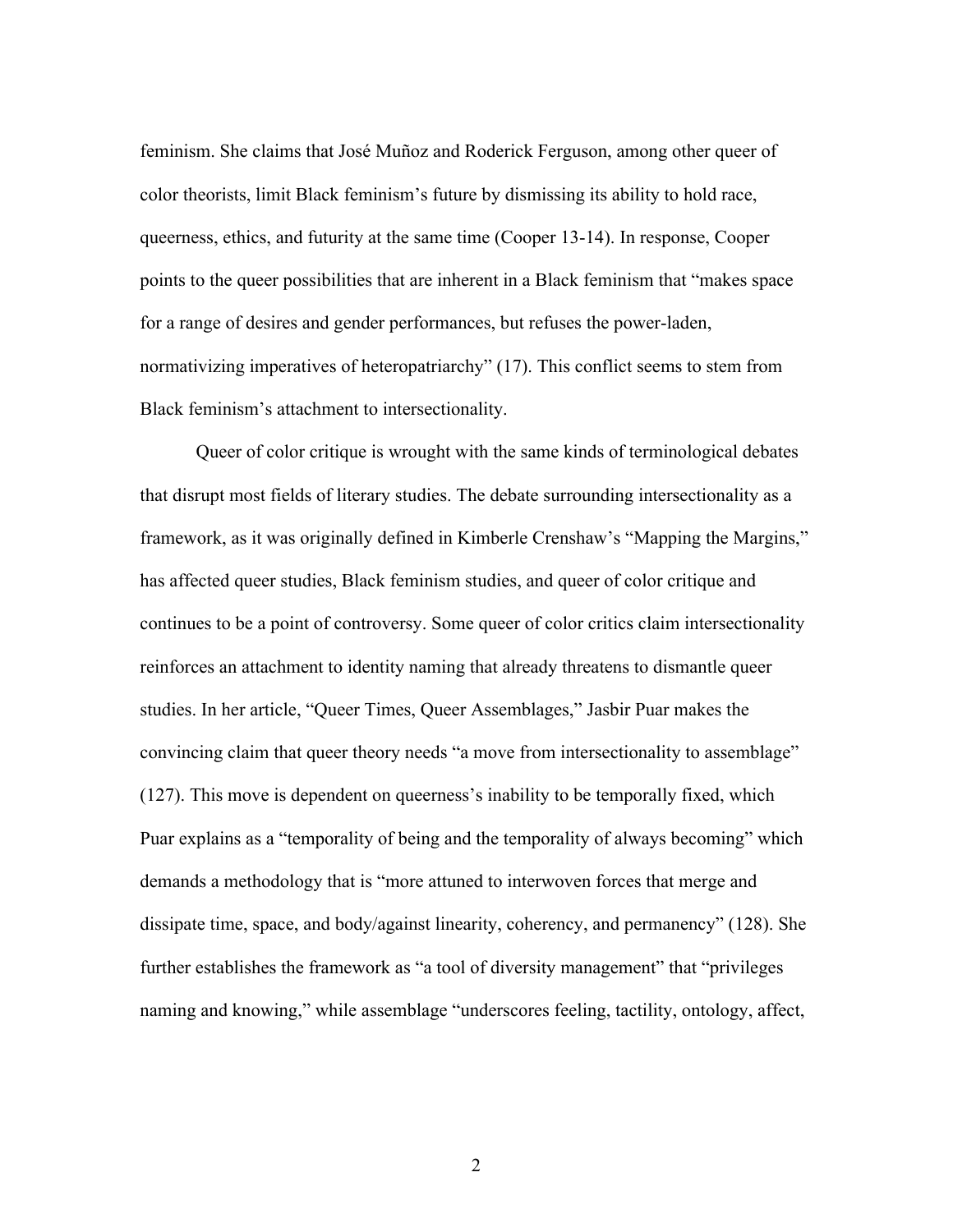feminism. She claims that José Muñoz and Roderick Ferguson, among other queer of color theorists, limit Black feminism's future by dismissing its ability to hold race, queerness, ethics, and futurity at the same time (Cooper 13-14). In response, Cooper points to the queer possibilities that are inherent in a Black feminism that "makes space for a range of desires and gender performances, but refuses the power-laden, normativizing imperatives of heteropatriarchy" (17). This conflict seems to stem from Black feminism's attachment to intersectionality.

Queer of color critique is wrought with the same kinds of terminological debates that disrupt most fields of literary studies. The debate surrounding intersectionality as a framework, as it was originally defined in Kimberle Crenshaw's "Mapping the Margins," has affected queer studies, Black feminism studies, and queer of color critique and continues to be a point of controversy. Some queer of color critics claim intersectionality reinforces an attachment to identity naming that already threatens to dismantle queer studies. In her article, "Queer Times, Queer Assemblages," Jasbir Puar makes the convincing claim that queer theory needs "a move from intersectionality to assemblage" (127). This move is dependent on queerness's inability to be temporally fixed, which Puar explains as a "temporality of being and the temporality of always becoming" which demands a methodology that is "more attuned to interwoven forces that merge and dissipate time, space, and body/against linearity, coherency, and permanency" (128). She further establishes the framework as "a tool of diversity management" that "privileges naming and knowing," while assemblage "underscores feeling, tactility, ontology, affect,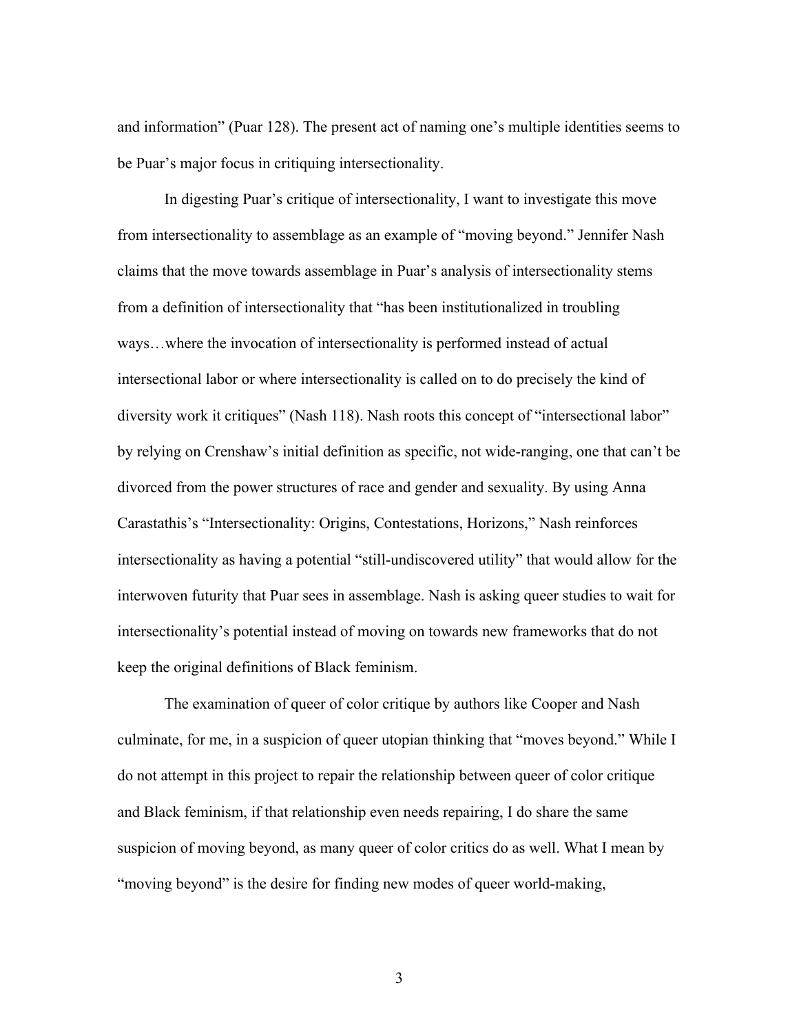and information" (Puar 128). The present act of naming one's multiple identities seems to be Puar's major focus in critiquing intersectionality.

In digesting Puar's critique of intersectionality, I want to investigate this move from intersectionality to assemblage as an example of "moving beyond." Jennifer Nash claims that the move towards assemblage in Puar's analysis of intersectionality stems from a definition of intersectionality that "has been institutionalized in troubling ways…where the invocation of intersectionality is performed instead of actual intersectional labor or where intersectionality is called on to do precisely the kind of diversity work it critiques" (Nash 118). Nash roots this concept of "intersectional labor" by relying on Crenshaw's initial definition as specific, not wide-ranging, one that can't be divorced from the power structures of race and gender and sexuality. By using Anna Carastathis's "Intersectionality: Origins, Contestations, Horizons," Nash reinforces intersectionality as having a potential "still-undiscovered utility" that would allow for the interwoven futurity that Puar sees in assemblage. Nash is asking queer studies to wait for intersectionality's potential instead of moving on towards new frameworks that do not keep the original definitions of Black feminism.

The examination of queer of color critique by authors like Cooper and Nash culminate, for me, in a suspicion of queer utopian thinking that "moves beyond." While I do not attempt in this project to repair the relationship between queer of color critique and Black feminism, if that relationship even needs repairing, I do share the same suspicion of moving beyond, as many queer of color critics do as well. What I mean by "moving beyond" is the desire for finding new modes of queer world-making,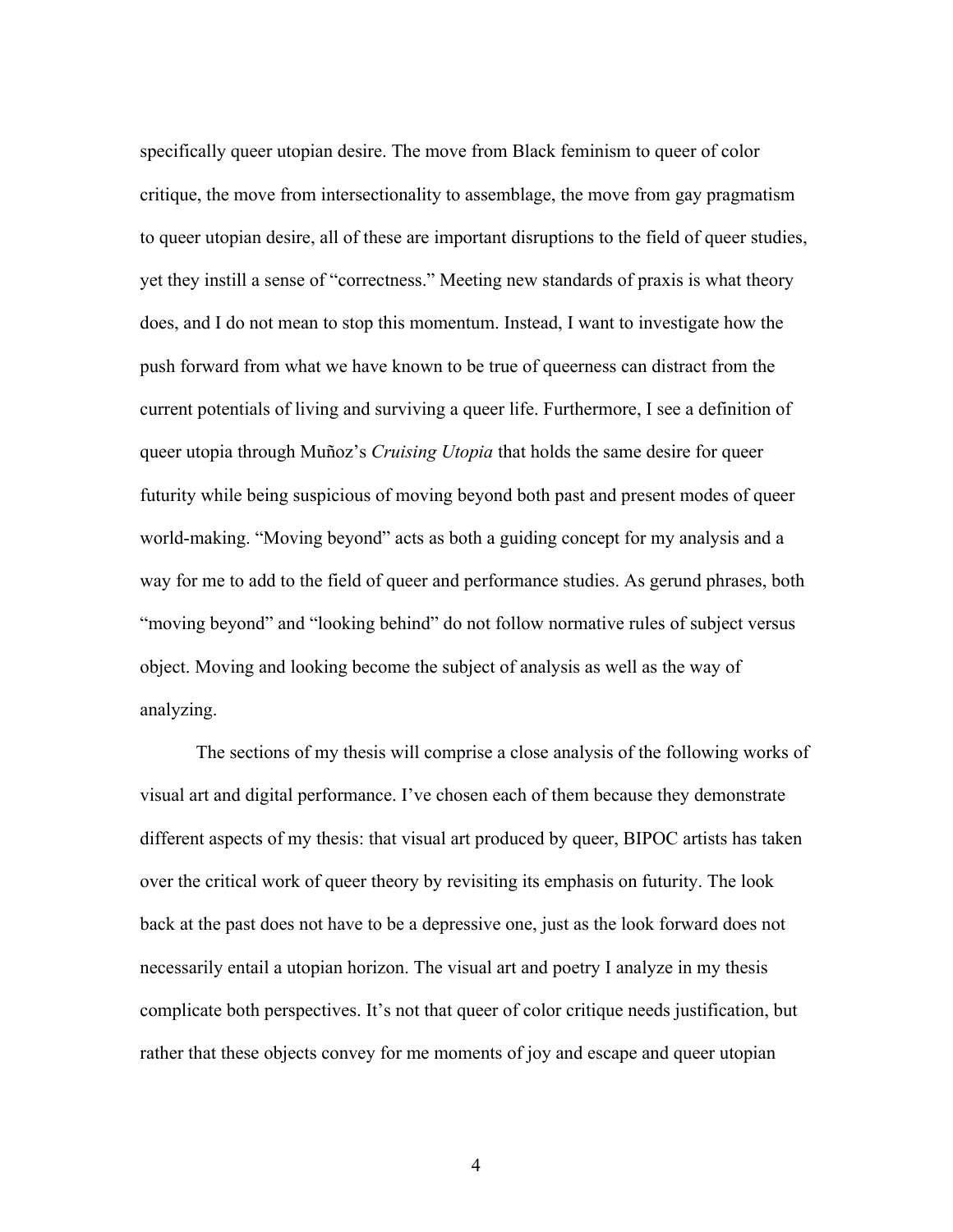specifically queer utopian desire. The move from Black feminism to queer of color critique, the move from intersectionality to assemblage, the move from gay pragmatism to queer utopian desire, all of these are important disruptions to the field of queer studies, yet they instill a sense of "correctness." Meeting new standards of praxis is what theory does, and I do not mean to stop this momentum. Instead, I want to investigate how the push forward from what we have known to be true of queerness can distract from the current potentials of living and surviving a queer life. Furthermore, I see a definition of queer utopia through Muñoz's *Cruising Utopia* that holds the same desire for queer futurity while being suspicious of moving beyond both past and present modes of queer world-making. "Moving beyond" acts as both a guiding concept for my analysis and a way for me to add to the field of queer and performance studies. As gerund phrases, both "moving beyond" and "looking behind" do not follow normative rules of subject versus object. Moving and looking become the subject of analysis as well as the way of analyzing.

The sections of my thesis will comprise a close analysis of the following works of visual art and digital performance. I've chosen each of them because they demonstrate different aspects of my thesis: that visual art produced by queer, BIPOC artists has taken over the critical work of queer theory by revisiting its emphasis on futurity. The look back at the past does not have to be a depressive one, just as the look forward does not necessarily entail a utopian horizon. The visual art and poetry I analyze in my thesis complicate both perspectives. It's not that queer of color critique needs justification, but rather that these objects convey for me moments of joy and escape and queer utopian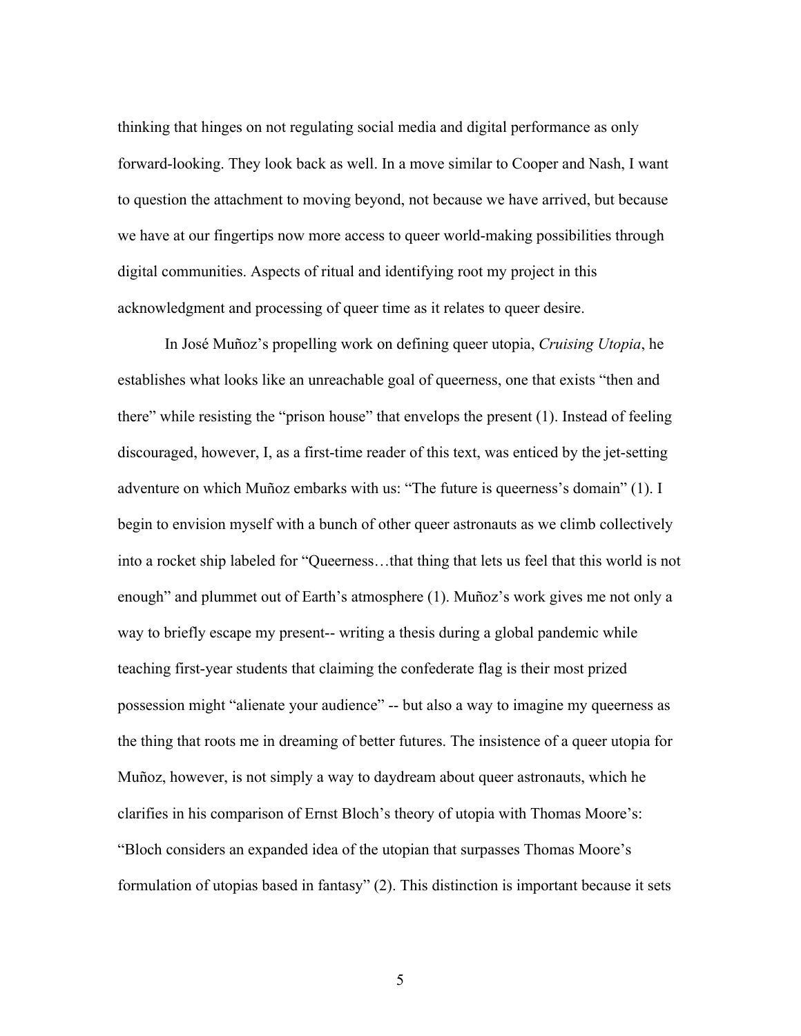thinking that hinges on not regulating social media and digital performance as only forward-looking. They look back as well. In a move similar to Cooper and Nash, I want to question the attachment to moving beyond, not because we have arrived, but because we have at our fingertips now more access to queer world-making possibilities through digital communities. Aspects of ritual and identifying root my project in this acknowledgment and processing of queer time as it relates to queer desire.

In José Muñoz's propelling work on defining queer utopia, *Cruising Utopia*, he establishes what looks like an unreachable goal of queerness, one that exists "then and there" while resisting the "prison house" that envelops the present (1). Instead of feeling discouraged, however, I, as a first-time reader of this text, was enticed by the jet-setting adventure on which Muñoz embarks with us: "The future is queerness's domain" (1). I begin to envision myself with a bunch of other queer astronauts as we climb collectively into a rocket ship labeled for "Queerness…that thing that lets us feel that this world is not enough" and plummet out of Earth's atmosphere (1). Muñoz's work gives me not only a way to briefly escape my present-- writing a thesis during a global pandemic while teaching first-year students that claiming the confederate flag is their most prized possession might "alienate your audience" -- but also a way to imagine my queerness as the thing that roots me in dreaming of better futures. The insistence of a queer utopia for Muñoz, however, is not simply a way to daydream about queer astronauts, which he clarifies in his comparison of Ernst Bloch's theory of utopia with Thomas Moore's: "Bloch considers an expanded idea of the utopian that surpasses Thomas Moore's formulation of utopias based in fantasy" (2). This distinction is important because it sets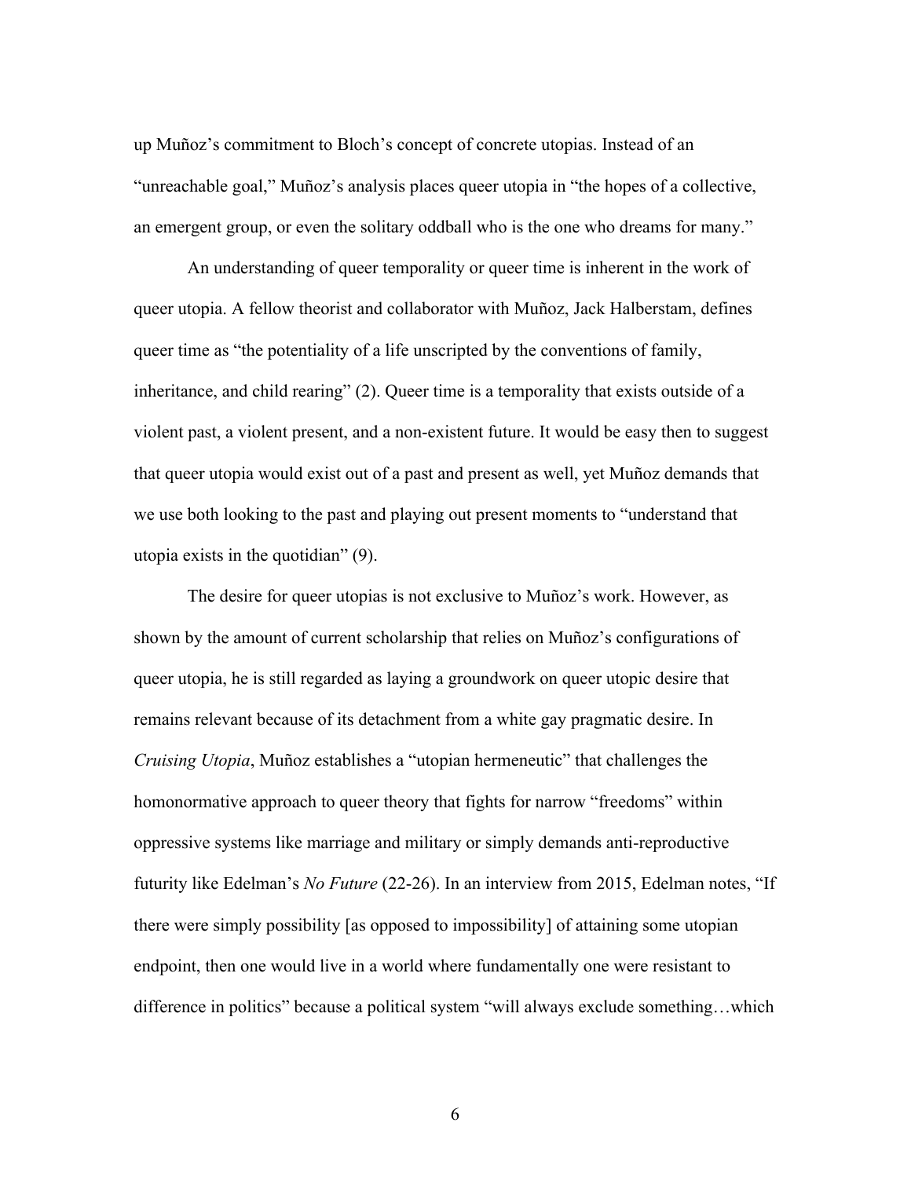up Muñoz's commitment to Bloch's concept of concrete utopias. Instead of an "unreachable goal," Muñoz's analysis places queer utopia in "the hopes of a collective, an emergent group, or even the solitary oddball who is the one who dreams for many."

An understanding of queer temporality or queer time is inherent in the work of queer utopia. A fellow theorist and collaborator with Muñoz, Jack Halberstam, defines queer time as "the potentiality of a life unscripted by the conventions of family, inheritance, and child rearing" (2). Queer time is a temporality that exists outside of a violent past, a violent present, and a non-existent future. It would be easy then to suggest that queer utopia would exist out of a past and present as well, yet Muñoz demands that we use both looking to the past and playing out present moments to "understand that utopia exists in the quotidian" (9).

The desire for queer utopias is not exclusive to Muñoz's work. However, as shown by the amount of current scholarship that relies on Muñoz's configurations of queer utopia, he is still regarded as laying a groundwork on queer utopic desire that remains relevant because of its detachment from a white gay pragmatic desire. In *Cruising Utopia*, Muñoz establishes a "utopian hermeneutic" that challenges the homonormative approach to queer theory that fights for narrow "freedoms" within oppressive systems like marriage and military or simply demands anti-reproductive futurity like Edelman's *No Future* (22-26). In an interview from 2015, Edelman notes, "If there were simply possibility [as opposed to impossibility] of attaining some utopian endpoint, then one would live in a world where fundamentally one were resistant to difference in politics" because a political system "will always exclude something…which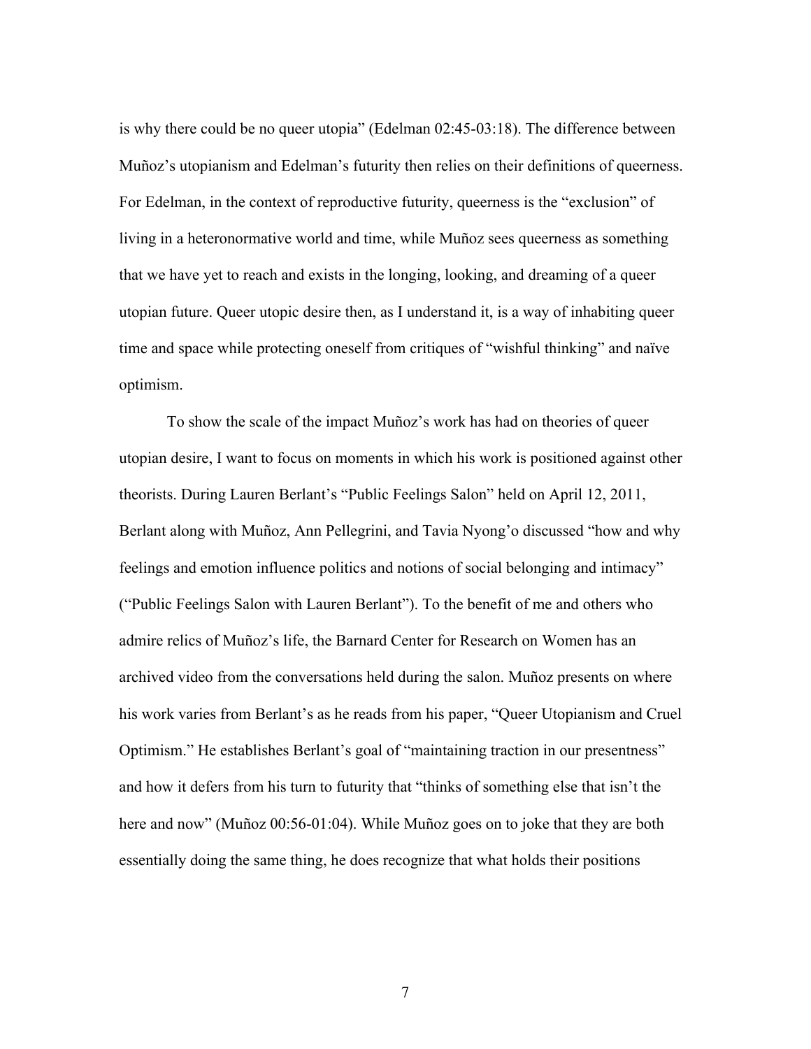is why there could be no queer utopia" (Edelman 02:45-03:18). The difference between Muñoz's utopianism and Edelman's futurity then relies on their definitions of queerness. For Edelman, in the context of reproductive futurity, queerness is the "exclusion" of living in a heteronormative world and time, while Muñoz sees queerness as something that we have yet to reach and exists in the longing, looking, and dreaming of a queer utopian future. Queer utopic desire then, as I understand it, is a way of inhabiting queer time and space while protecting oneself from critiques of "wishful thinking" and naïve optimism.

To show the scale of the impact Muñoz's work has had on theories of queer utopian desire, I want to focus on moments in which his work is positioned against other theorists. During Lauren Berlant's "Public Feelings Salon" held on April 12, 2011, Berlant along with Muñoz, Ann Pellegrini, and Tavia Nyong'o discussed "how and why feelings and emotion influence politics and notions of social belonging and intimacy" ("Public Feelings Salon with Lauren Berlant"). To the benefit of me and others who admire relics of Muñoz's life, the Barnard Center for Research on Women has an archived video from the conversations held during the salon. Muñoz presents on where his work varies from Berlant's as he reads from his paper, "Queer Utopianism and Cruel Optimism." He establishes Berlant's goal of "maintaining traction in our presentness" and how it defers from his turn to futurity that "thinks of something else that isn't the here and now" (Muñoz 00:56-01:04). While Muñoz goes on to joke that they are both essentially doing the same thing, he does recognize that what holds their positions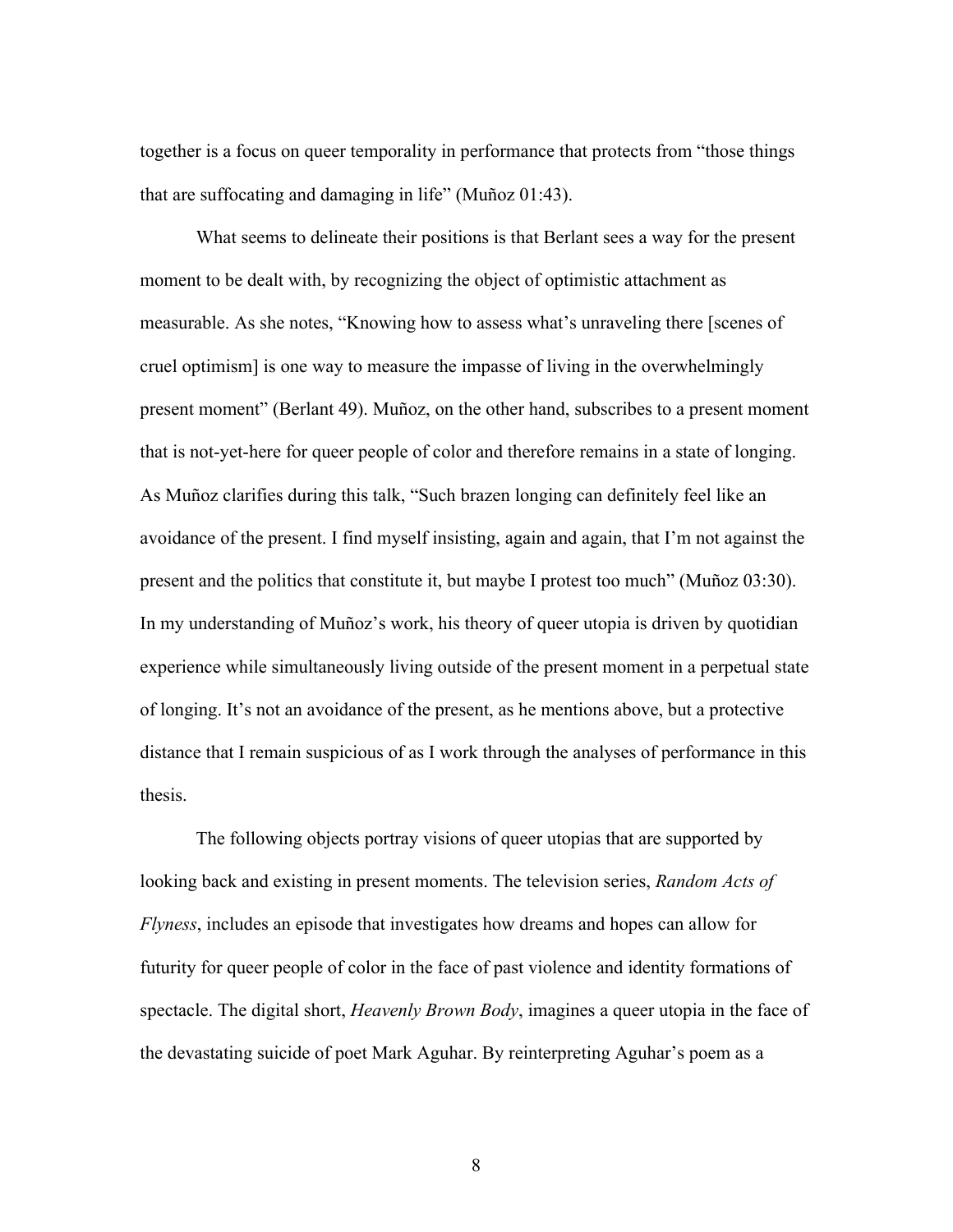together is a focus on queer temporality in performance that protects from "those things that are suffocating and damaging in life" (Muñoz 01:43).

What seems to delineate their positions is that Berlant sees a way for the present moment to be dealt with, by recognizing the object of optimistic attachment as measurable. As she notes, "Knowing how to assess what's unraveling there [scenes of cruel optimism] is one way to measure the impasse of living in the overwhelmingly present moment" (Berlant 49). Muñoz, on the other hand, subscribes to a present moment that is not-yet-here for queer people of color and therefore remains in a state of longing. As Muñoz clarifies during this talk, "Such brazen longing can definitely feel like an avoidance of the present. I find myself insisting, again and again, that I'm not against the present and the politics that constitute it, but maybe I protest too much" (Muñoz 03:30). In my understanding of Muñoz's work, his theory of queer utopia is driven by quotidian experience while simultaneously living outside of the present moment in a perpetual state of longing. It's not an avoidance of the present, as he mentions above, but a protective distance that I remain suspicious of as I work through the analyses of performance in this thesis.

The following objects portray visions of queer utopias that are supported by looking back and existing in present moments. The television series, *Random Acts of Flyness*, includes an episode that investigates how dreams and hopes can allow for futurity for queer people of color in the face of past violence and identity formations of spectacle. The digital short, *Heavenly Brown Body*, imagines a queer utopia in the face of the devastating suicide of poet Mark Aguhar. By reinterpreting Aguhar's poem as a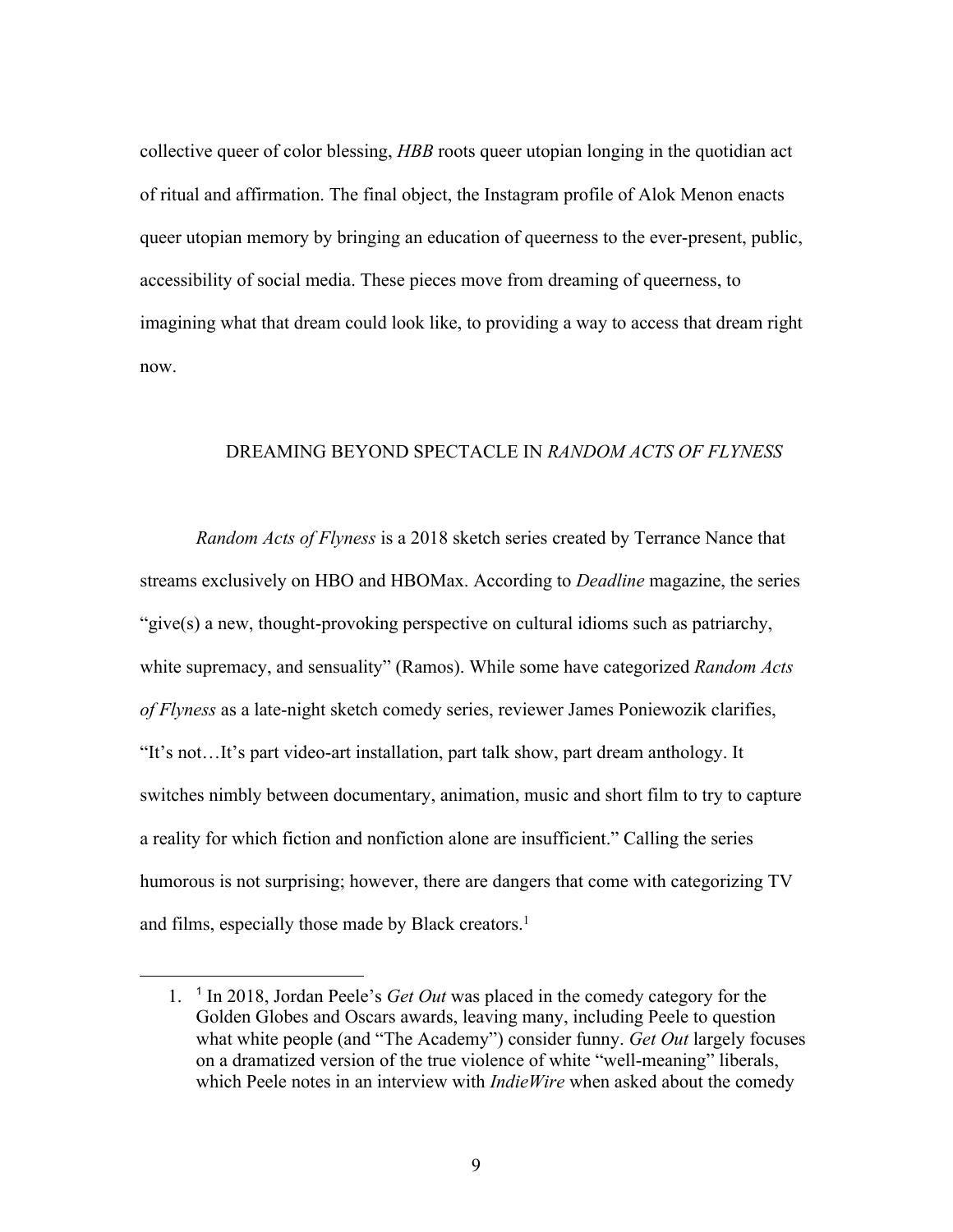collective queer of color blessing, *HBB* roots queer utopian longing in the quotidian act of ritual and affirmation. The final object, the Instagram profile of Alok Menon enacts queer utopian memory by bringing an education of queerness to the ever-present, public, accessibility of social media. These pieces move from dreaming of queerness, to imagining what that dream could look like, to providing a way to access that dream right now.

## DREAMING BEYOND SPECTACLE IN *RANDOM ACTS OF FLYNESS*

*Random Acts of Flyness* is a 2018 sketch series created by Terrance Nance that streams exclusively on HBO and HBOMax. According to *Deadline* magazine, the series "give(s) a new, thought-provoking perspective on cultural idioms such as patriarchy, white supremacy, and sensuality" (Ramos). While some have categorized *Random Acts of Flyness* as a late-night sketch comedy series, reviewer James Poniewozik clarifies, "It's not…It's part video-art installation, part talk show, part dream anthology. It switches nimbly between documentary, animation, music and short film to try to capture a reality for which fiction and nonfiction alone are insufficient." Calling the series humorous is not surprising; however, there are dangers that come with categorizing TV and films, especially those made by Black creators.[1]

---

1. [1] In 2018, Jordan Peele's *Get Out* was placed in the comedy category for the Golden Globes and Oscars awards, leaving many, including Peele to question what white people (and "The Academy") consider funny. *Get Out* largely focuses on a dramatized version of the true violence of white "well-meaning" liberals, which Peele notes in an interview with *IndieWire* when asked about the comedy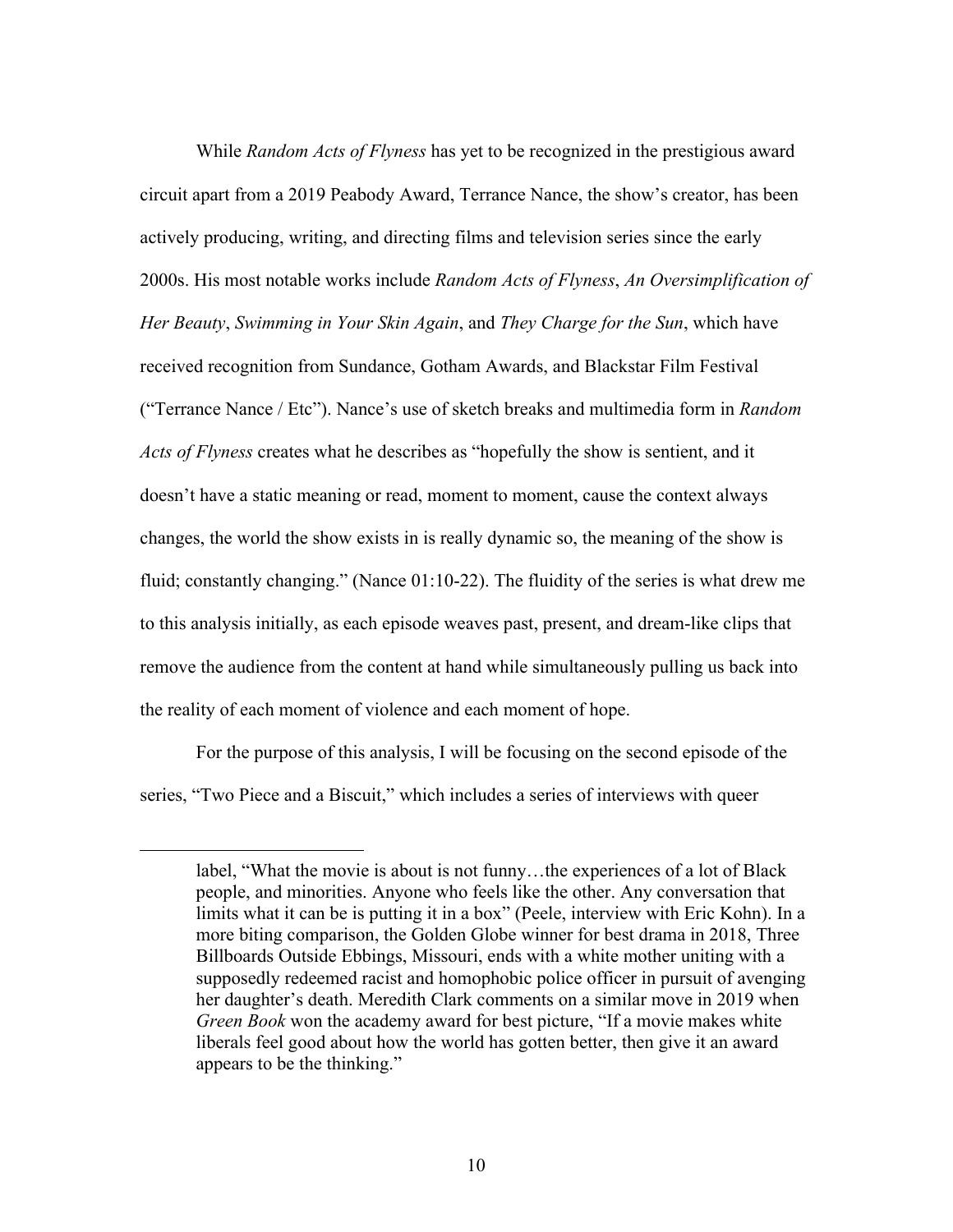While *Random Acts of Flyness* has yet to be recognized in the prestigious award circuit apart from a 2019 Peabody Award, Terrance Nance, the show's creator, has been actively producing, writing, and directing films and television series since the early 2000s. His most notable works include *Random Acts of Flyness*, *An Oversimplification of Her Beauty*, *Swimming in Your Skin Again*, and *They Charge for the Sun*, which have received recognition from Sundance, Gotham Awards, and Blackstar Film Festival ("Terrance Nance / Etc"). Nance's use of sketch breaks and multimedia form in *Random Acts of Flyness* creates what he describes as "hopefully the show is sentient, and it doesn't have a static meaning or read, moment to moment, cause the context always changes, the world the show exists in is really dynamic so, the meaning of the show is fluid; constantly changing." (Nance 01:10-22). The fluidity of the series is what drew me to this analysis initially, as each episode weaves past, present, and dream-like clips that remove the audience from the content at hand while simultaneously pulling us back into the reality of each moment of violence and each moment of hope.

For the purpose of this analysis, I will be focusing on the second episode of the series, "Two Piece and a Biscuit," which includes a series of interviews with queer

---

label, "What the movie is about is not funny…the experiences of a lot of Black people, and minorities. Anyone who feels like the other. Any conversation that limits what it can be is putting it in a box" (Peele, interview with Eric Kohn). In a more biting comparison, the Golden Globe winner for best drama in 2018, Three Billboards Outside Ebbings, Missouri, ends with a white mother uniting with a supposedly redeemed racist and homophobic police officer in pursuit of avenging her daughter's death. Meredith Clark comments on a similar move in 2019 when *Green Book* won the academy award for best picture, "If a movie makes white liberals feel good about how the world has gotten better, then give it an award appears to be the thinking."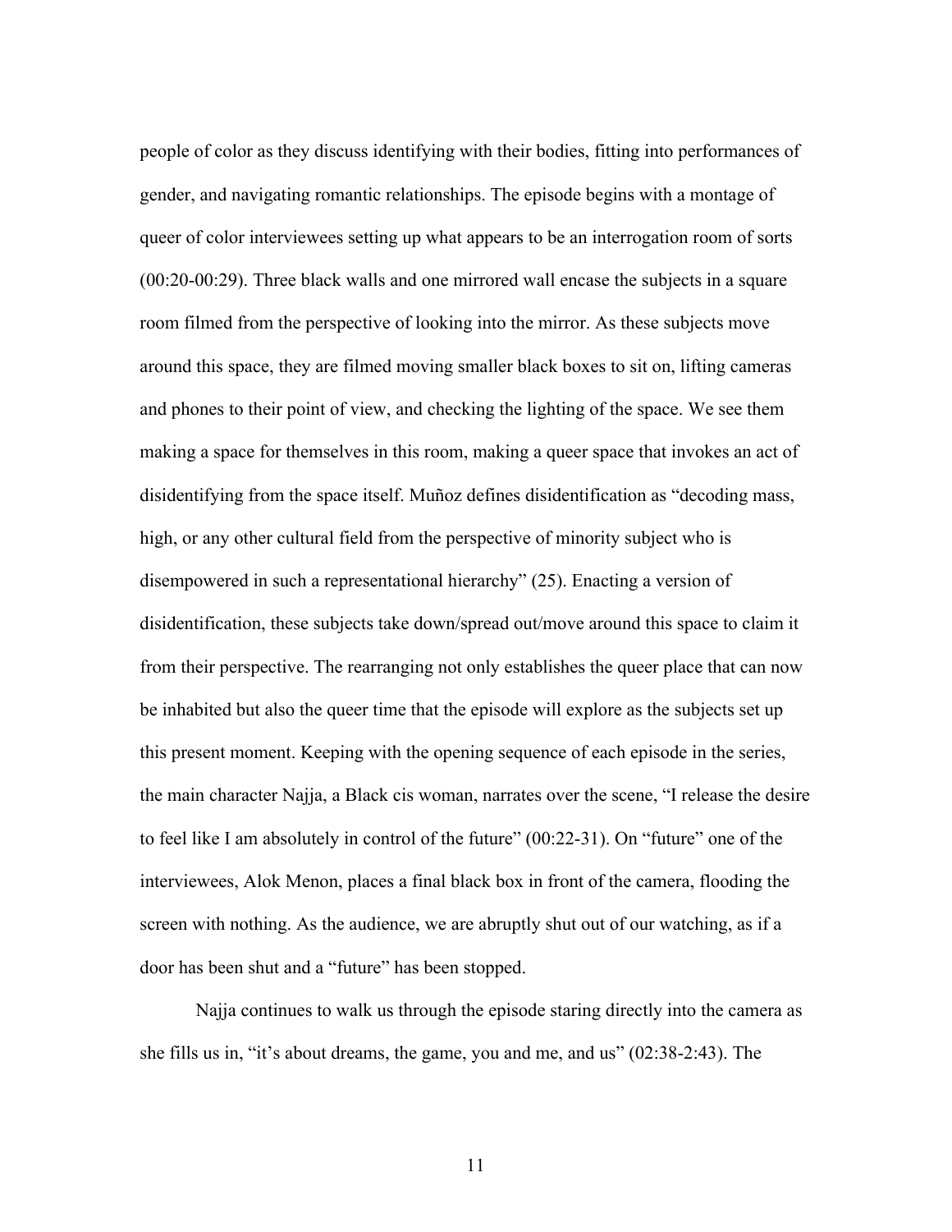people of color as they discuss identifying with their bodies, fitting into performances of gender, and navigating romantic relationships. The episode begins with a montage of queer of color interviewees setting up what appears to be an interrogation room of sorts (00:20-00:29). Three black walls and one mirrored wall encase the subjects in a square room filmed from the perspective of looking into the mirror. As these subjects move around this space, they are filmed moving smaller black boxes to sit on, lifting cameras and phones to their point of view, and checking the lighting of the space. We see them making a space for themselves in this room, making a queer space that invokes an act of disidentifying from the space itself. Muñoz defines disidentification as "decoding mass, high, or any other cultural field from the perspective of minority subject who is disempowered in such a representational hierarchy" (25). Enacting a version of disidentification, these subjects take down/spread out/move around this space to claim it from their perspective. The rearranging not only establishes the queer place that can now be inhabited but also the queer time that the episode will explore as the subjects set up this present moment. Keeping with the opening sequence of each episode in the series, the main character Najja, a Black cis woman, narrates over the scene, "I release the desire to feel like I am absolutely in control of the future" (00:22-31). On "future" one of the interviewees, Alok Menon, places a final black box in front of the camera, flooding the screen with nothing. As the audience, we are abruptly shut out of our watching, as if a door has been shut and a "future" has been stopped.

Najja continues to walk us through the episode staring directly into the camera as she fills us in, "it's about dreams, the game, you and me, and us" (02:38-2:43). The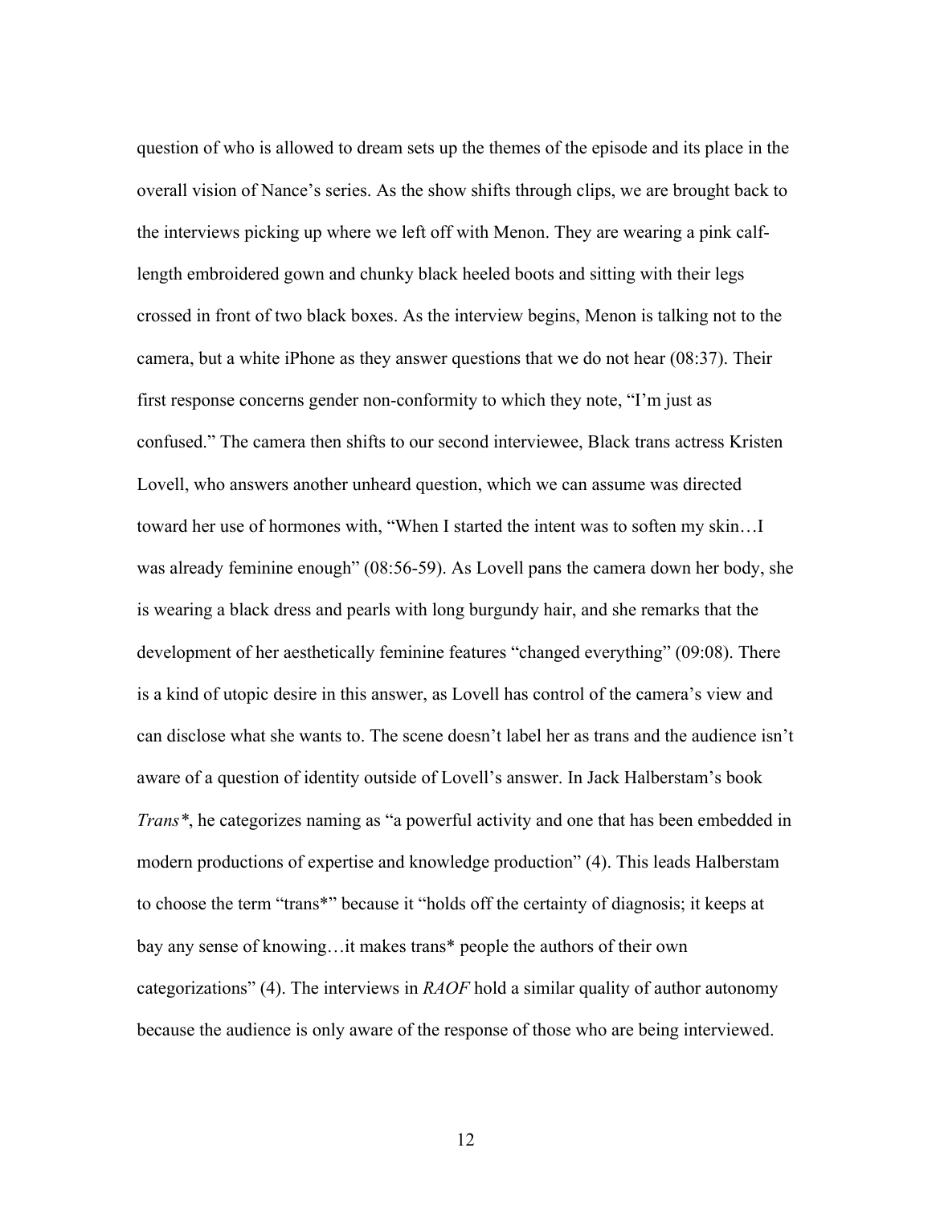question of who is allowed to dream sets up the themes of the episode and its place in the overall vision of Nance's series. As the show shifts through clips, we are brought back to the interviews picking up where we left off with Menon. They are wearing a pink calf-length embroidered gown and chunky black heeled boots and sitting with their legs crossed in front of two black boxes. As the interview begins, Menon is talking not to the camera, but a white iPhone as they answer questions that we do not hear (08:37). Their first response concerns gender non-conformity to which they note, "I'm just as confused." The camera then shifts to our second interviewee, Black trans actress Kristen Lovell, who answers another unheard question, which we can assume was directed toward her use of hormones with, "When I started the intent was to soften my skin…I was already feminine enough" (08:56-59). As Lovell pans the camera down her body, she is wearing a black dress and pearls with long burgundy hair, and she remarks that the development of her aesthetically feminine features "changed everything" (09:08). There is a kind of utopic desire in this answer, as Lovell has control of the camera's view and can disclose what she wants to. The scene doesn't label her as trans and the audience isn't aware of a question of identity outside of Lovell's answer. In Jack Halberstam's book *Trans**, he categorizes naming as "a powerful activity and one that has been embedded in modern productions of expertise and knowledge production" (4). This leads Halberstam to choose the term "trans*" because it "holds off the certainty of diagnosis; it keeps at bay any sense of knowing…it makes trans* people the authors of their own categorizations" (4). The interviews in *RAOF* hold a similar quality of author autonomy because the audience is only aware of the response of those who are being interviewed.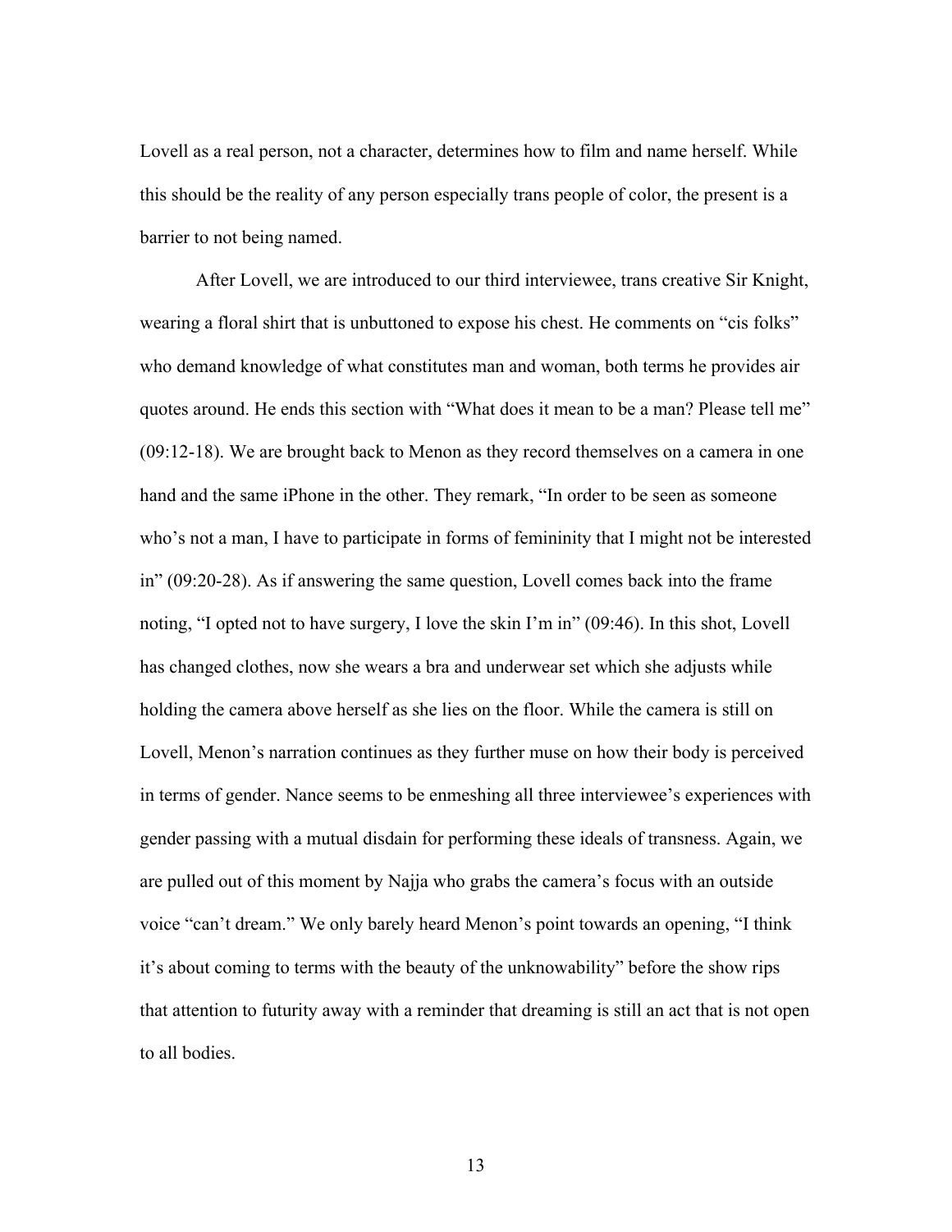Lovell as a real person, not a character, determines how to film and name herself. While this should be the reality of any person especially trans people of color, the present is a barrier to not being named.

After Lovell, we are introduced to our third interviewee, trans creative Sir Knight, wearing a floral shirt that is unbuttoned to expose his chest. He comments on "cis folks" who demand knowledge of what constitutes man and woman, both terms he provides air quotes around. He ends this section with "What does it mean to be a man? Please tell me" (09:12-18). We are brought back to Menon as they record themselves on a camera in one hand and the same iPhone in the other. They remark, "In order to be seen as someone who's not a man, I have to participate in forms of femininity that I might not be interested in" (09:20-28). As if answering the same question, Lovell comes back into the frame noting, "I opted not to have surgery, I love the skin I'm in" (09:46). In this shot, Lovell has changed clothes, now she wears a bra and underwear set which she adjusts while holding the camera above herself as she lies on the floor. While the camera is still on Lovell, Menon's narration continues as they further muse on how their body is perceived in terms of gender. Nance seems to be enmeshing all three interviewee's experiences with gender passing with a mutual disdain for performing these ideals of transness. Again, we are pulled out of this moment by Najja who grabs the camera's focus with an outside voice "can't dream." We only barely heard Menon's point towards an opening, "I think it's about coming to terms with the beauty of the unknowability" before the show rips that attention to futurity away with a reminder that dreaming is still an act that is not open to all bodies.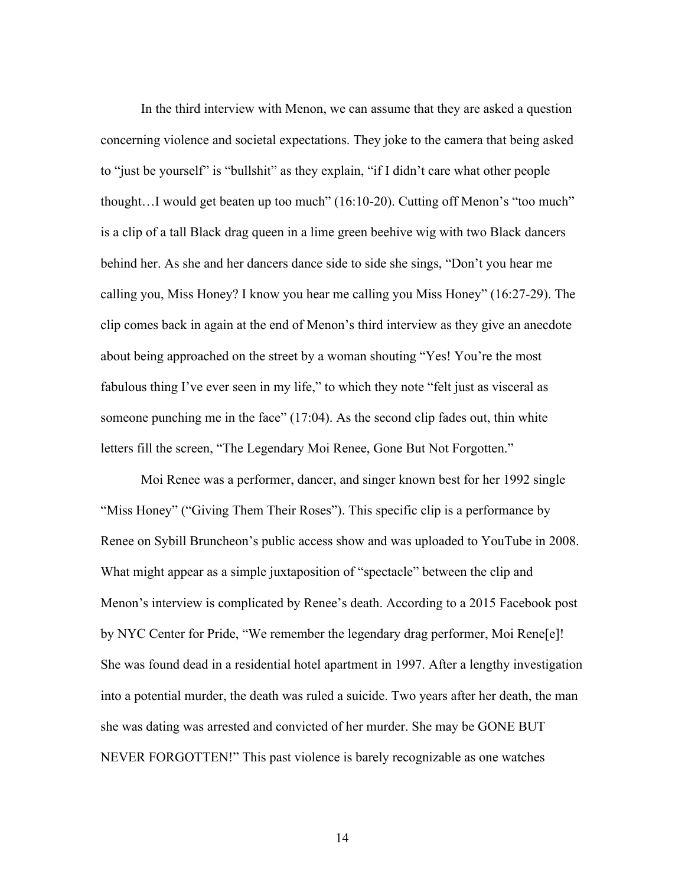In the third interview with Menon, we can assume that they are asked a question concerning violence and societal expectations. They joke to the camera that being asked to "just be yourself" is "bullshit" as they explain, "if I didn't care what other people thought…I would get beaten up too much" (16:10-20). Cutting off Menon's "too much" is a clip of a tall Black drag queen in a lime green beehive wig with two Black dancers behind her. As she and her dancers dance side to side she sings, "Don't you hear me calling you, Miss Honey? I know you hear me calling you Miss Honey" (16:27-29). The clip comes back in again at the end of Menon's third interview as they give an anecdote about being approached on the street by a woman shouting "Yes! You're the most fabulous thing I've ever seen in my life," to which they note "felt just as visceral as someone punching me in the face" (17:04). As the second clip fades out, thin white letters fill the screen, "The Legendary Moi Renee, Gone But Not Forgotten."

Moi Renee was a performer, dancer, and singer known best for her 1992 single "Miss Honey" ("Giving Them Their Roses"). This specific clip is a performance by Renee on Sybill Bruncheon's public access show and was uploaded to YouTube in 2008. What might appear as a simple juxtaposition of "spectacle" between the clip and Menon's interview is complicated by Renee's death. According to a 2015 Facebook post by NYC Center for Pride, "We remember the legendary drag performer, Moi Rene[e]! She was found dead in a residential hotel apartment in 1997. After a lengthy investigation into a potential murder, the death was ruled a suicide. Two years after her death, the man she was dating was arrested and convicted of her murder. She may be GONE BUT NEVER FORGOTTEN!" This past violence is barely recognizable as one watches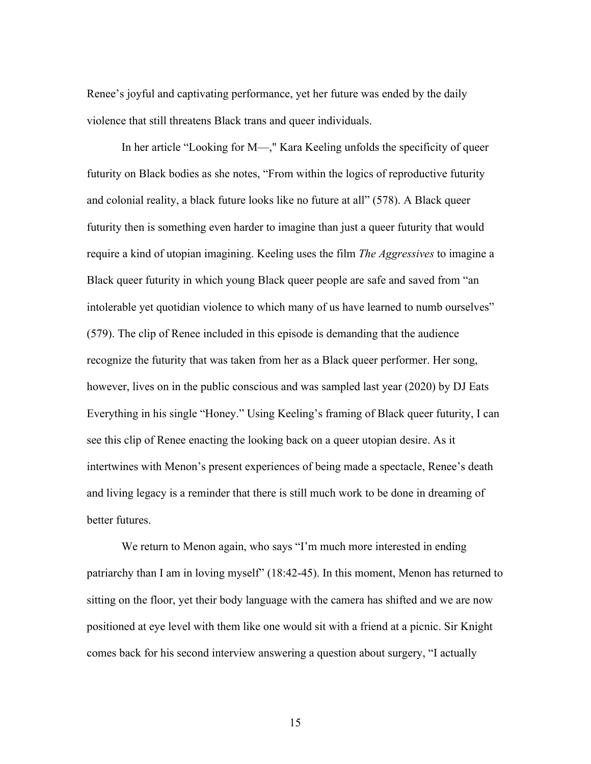Renee's joyful and captivating performance, yet her future was ended by the daily violence that still threatens Black trans and queer individuals.

In her article "Looking for M—," Kara Keeling unfolds the specificity of queer futurity on Black bodies as she notes, "From within the logics of reproductive futurity and colonial reality, a black future looks like no future at all" (578). A Black queer futurity then is something even harder to imagine than just a queer futurity that would require a kind of utopian imagining. Keeling uses the film *The Aggressives* to imagine a Black queer futurity in which young Black queer people are safe and saved from "an intolerable yet quotidian violence to which many of us have learned to numb ourselves" (579). The clip of Renee included in this episode is demanding that the audience recognize the futurity that was taken from her as a Black queer performer. Her song, however, lives on in the public conscious and was sampled last year (2020) by DJ Eats Everything in his single "Honey." Using Keeling's framing of Black queer futurity, I can see this clip of Renee enacting the looking back on a queer utopian desire. As it intertwines with Menon's present experiences of being made a spectacle, Renee's death and living legacy is a reminder that there is still much work to be done in dreaming of better futures.

We return to Menon again, who says "I'm much more interested in ending patriarchy than I am in loving myself" (18:42-45). In this moment, Menon has returned to sitting on the floor, yet their body language with the camera has shifted and we are now positioned at eye level with them like one would sit with a friend at a picnic. Sir Knight comes back for his second interview answering a question about surgery, "I actually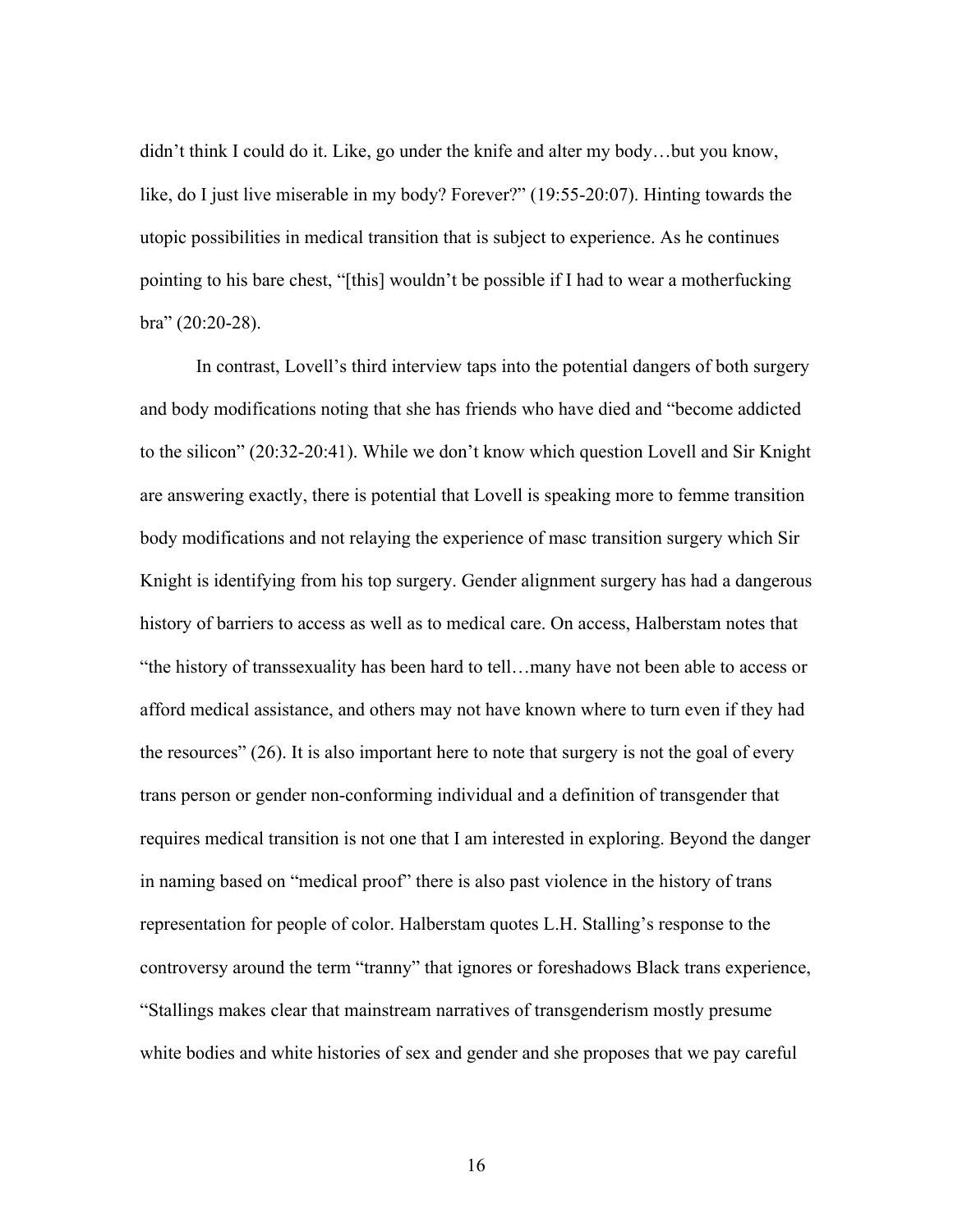didn't think I could do it. Like, go under the knife and alter my body…but you know, like, do I just live miserable in my body? Forever?" (19:55-20:07). Hinting towards the utopic possibilities in medical transition that is subject to experience. As he continues pointing to his bare chest, "[this] wouldn't be possible if I had to wear a motherfucking bra" (20:20-28).

In contrast, Lovell's third interview taps into the potential dangers of both surgery and body modifications noting that she has friends who have died and "become addicted to the silicon" (20:32-20:41). While we don't know which question Lovell and Sir Knight are answering exactly, there is potential that Lovell is speaking more to femme transition body modifications and not relaying the experience of masc transition surgery which Sir Knight is identifying from his top surgery. Gender alignment surgery has had a dangerous history of barriers to access as well as to medical care. On access, Halberstam notes that "the history of transsexuality has been hard to tell…many have not been able to access or afford medical assistance, and others may not have known where to turn even if they had the resources" (26). It is also important here to note that surgery is not the goal of every trans person or gender non-conforming individual and a definition of transgender that requires medical transition is not one that I am interested in exploring. Beyond the danger in naming based on "medical proof" there is also past violence in the history of trans representation for people of color. Halberstam quotes L.H. Stalling's response to the controversy around the term "tranny" that ignores or foreshadows Black trans experience, "Stallings makes clear that mainstream narratives of transgenderism mostly presume white bodies and white histories of sex and gender and she proposes that we pay careful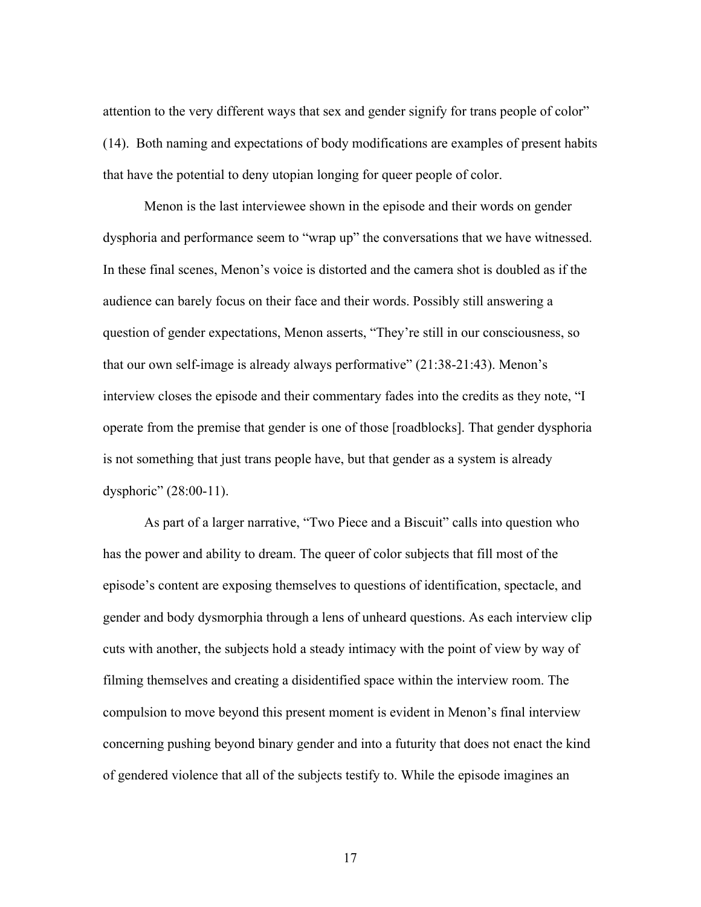attention to the very different ways that sex and gender signify for trans people of color" (14). Both naming and expectations of body modifications are examples of present habits that have the potential to deny utopian longing for queer people of color.

Menon is the last interviewee shown in the episode and their words on gender dysphoria and performance seem to "wrap up" the conversations that we have witnessed. In these final scenes, Menon's voice is distorted and the camera shot is doubled as if the audience can barely focus on their face and their words. Possibly still answering a question of gender expectations, Menon asserts, "They're still in our consciousness, so that our own self-image is already always performative" (21:38-21:43). Menon's interview closes the episode and their commentary fades into the credits as they note, "I operate from the premise that gender is one of those [roadblocks]. That gender dysphoria is not something that just trans people have, but that gender as a system is already dysphoric" (28:00-11).

As part of a larger narrative, "Two Piece and a Biscuit" calls into question who has the power and ability to dream. The queer of color subjects that fill most of the episode's content are exposing themselves to questions of identification, spectacle, and gender and body dysmorphia through a lens of unheard questions. As each interview clip cuts with another, the subjects hold a steady intimacy with the point of view by way of filming themselves and creating a disidentified space within the interview room. The compulsion to move beyond this present moment is evident in Menon's final interview concerning pushing beyond binary gender and into a futurity that does not enact the kind of gendered violence that all of the subjects testify to. While the episode imagines an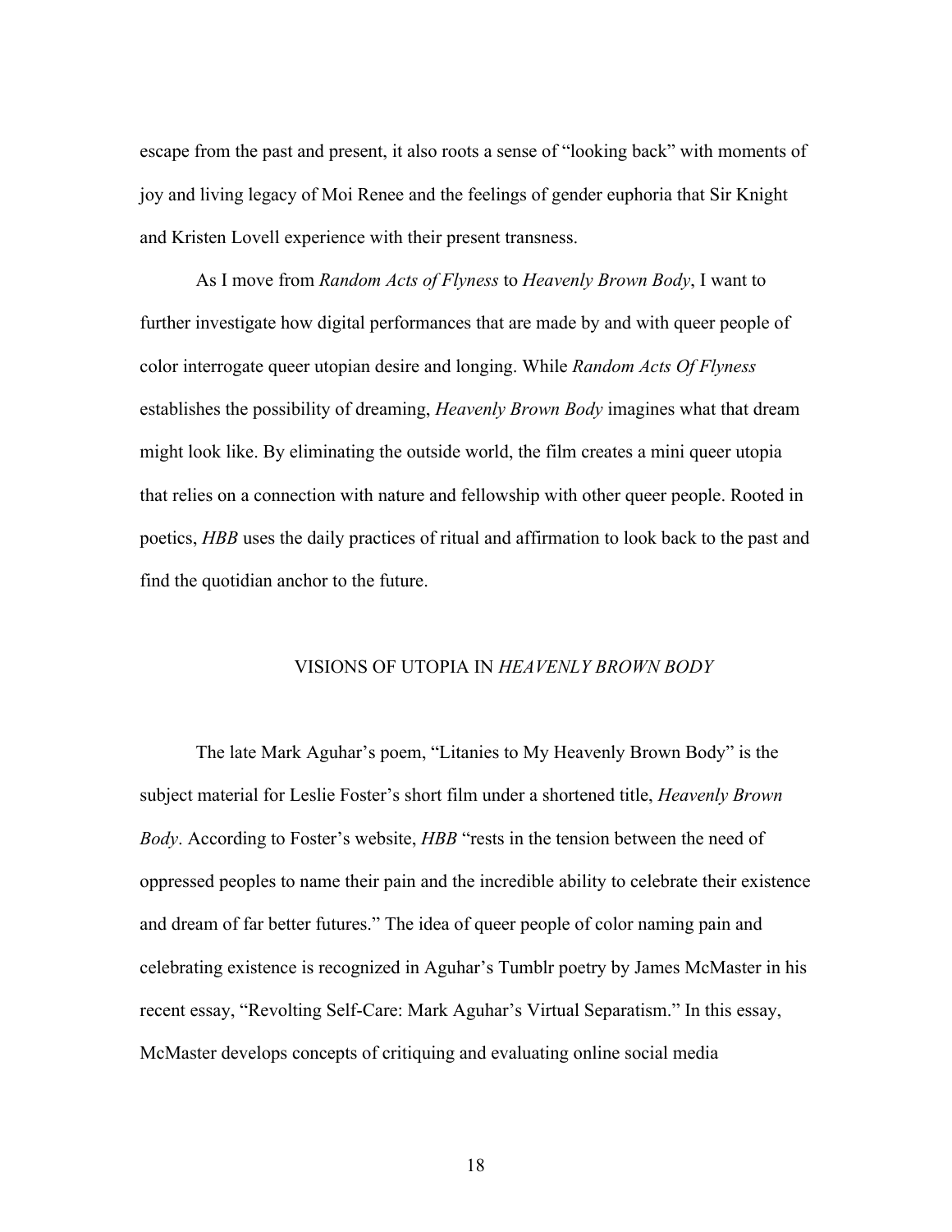escape from the past and present, it also roots a sense of "looking back" with moments of joy and living legacy of Moi Renee and the feelings of gender euphoria that Sir Knight and Kristen Lovell experience with their present transness.

As I move from *Random Acts of Flyness* to *Heavenly Brown Body*, I want to further investigate how digital performances that are made by and with queer people of color interrogate queer utopian desire and longing. While *Random Acts Of Flyness* establishes the possibility of dreaming, *Heavenly Brown Body* imagines what that dream might look like. By eliminating the outside world, the film creates a mini queer utopia that relies on a connection with nature and fellowship with other queer people. Rooted in poetics, *HBB* uses the daily practices of ritual and affirmation to look back to the past and find the quotidian anchor to the future.

## VISIONS OF UTOPIA IN *HEAVENLY BROWN BODY*

The late Mark Aguhar's poem, "Litanies to My Heavenly Brown Body" is the subject material for Leslie Foster's short film under a shortened title, *Heavenly Brown Body*. According to Foster's website, *HBB* "rests in the tension between the need of oppressed peoples to name their pain and the incredible ability to celebrate their existence and dream of far better futures." The idea of queer people of color naming pain and celebrating existence is recognized in Aguhar's Tumblr poetry by James McMaster in his recent essay, "Revolting Self-Care: Mark Aguhar's Virtual Separatism." In this essay, McMaster develops concepts of critiquing and evaluating online social media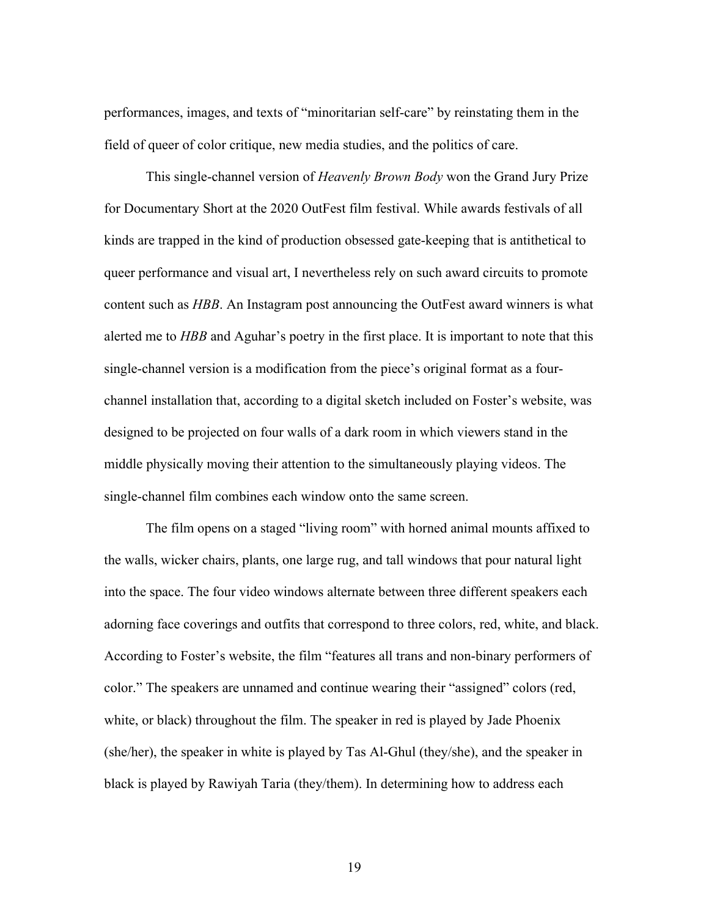performances, images, and texts of "minoritarian self-care" by reinstating them in the field of queer of color critique, new media studies, and the politics of care.

This single-channel version of *Heavenly Brown Body* won the Grand Jury Prize for Documentary Short at the 2020 OutFest film festival. While awards festivals of all kinds are trapped in the kind of production obsessed gate-keeping that is antithetical to queer performance and visual art, I nevertheless rely on such award circuits to promote content such as *HBB*. An Instagram post announcing the OutFest award winners is what alerted me to *HBB* and Aguhar's poetry in the first place. It is important to note that this single-channel version is a modification from the piece's original format as a four-channel installation that, according to a digital sketch included on Foster's website, was designed to be projected on four walls of a dark room in which viewers stand in the middle physically moving their attention to the simultaneously playing videos. The single-channel film combines each window onto the same screen.

The film opens on a staged "living room" with horned animal mounts affixed to the walls, wicker chairs, plants, one large rug, and tall windows that pour natural light into the space. The four video windows alternate between three different speakers each adorning face coverings and outfits that correspond to three colors, red, white, and black. According to Foster's website, the film "features all trans and non-binary performers of color." The speakers are unnamed and continue wearing their "assigned" colors (red, white, or black) throughout the film. The speaker in red is played by Jade Phoenix (she/her), the speaker in white is played by Tas Al-Ghul (they/she), and the speaker in black is played by Rawiyah Taria (they/them). In determining how to address each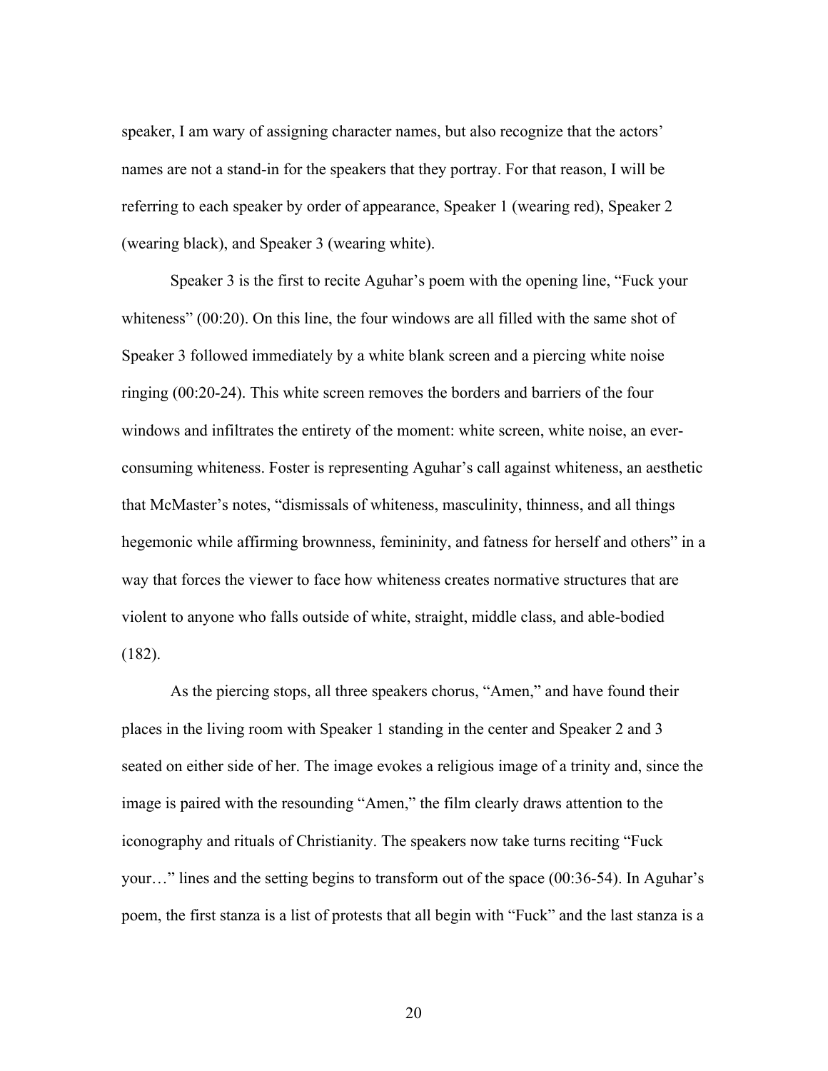speaker, I am wary of assigning character names, but also recognize that the actors' names are not a stand-in for the speakers that they portray. For that reason, I will be referring to each speaker by order of appearance, Speaker 1 (wearing red), Speaker 2 (wearing black), and Speaker 3 (wearing white).

Speaker 3 is the first to recite Aguhar's poem with the opening line, "Fuck your whiteness" (00:20). On this line, the four windows are all filled with the same shot of Speaker 3 followed immediately by a white blank screen and a piercing white noise ringing (00:20-24). This white screen removes the borders and barriers of the four windows and infiltrates the entirety of the moment: white screen, white noise, an ever-consuming whiteness. Foster is representing Aguhar's call against whiteness, an aesthetic that McMaster's notes, "dismissals of whiteness, masculinity, thinness, and all things hegemonic while affirming brownness, femininity, and fatness for herself and others" in a way that forces the viewer to face how whiteness creates normative structures that are violent to anyone who falls outside of white, straight, middle class, and able-bodied (182).

As the piercing stops, all three speakers chorus, "Amen," and have found their places in the living room with Speaker 1 standing in the center and Speaker 2 and 3 seated on either side of her. The image evokes a religious image of a trinity and, since the image is paired with the resounding "Amen," the film clearly draws attention to the iconography and rituals of Christianity. The speakers now take turns reciting "Fuck your…" lines and the setting begins to transform out of the space (00:36-54). In Aguhar's poem, the first stanza is a list of protests that all begin with "Fuck" and the last stanza is a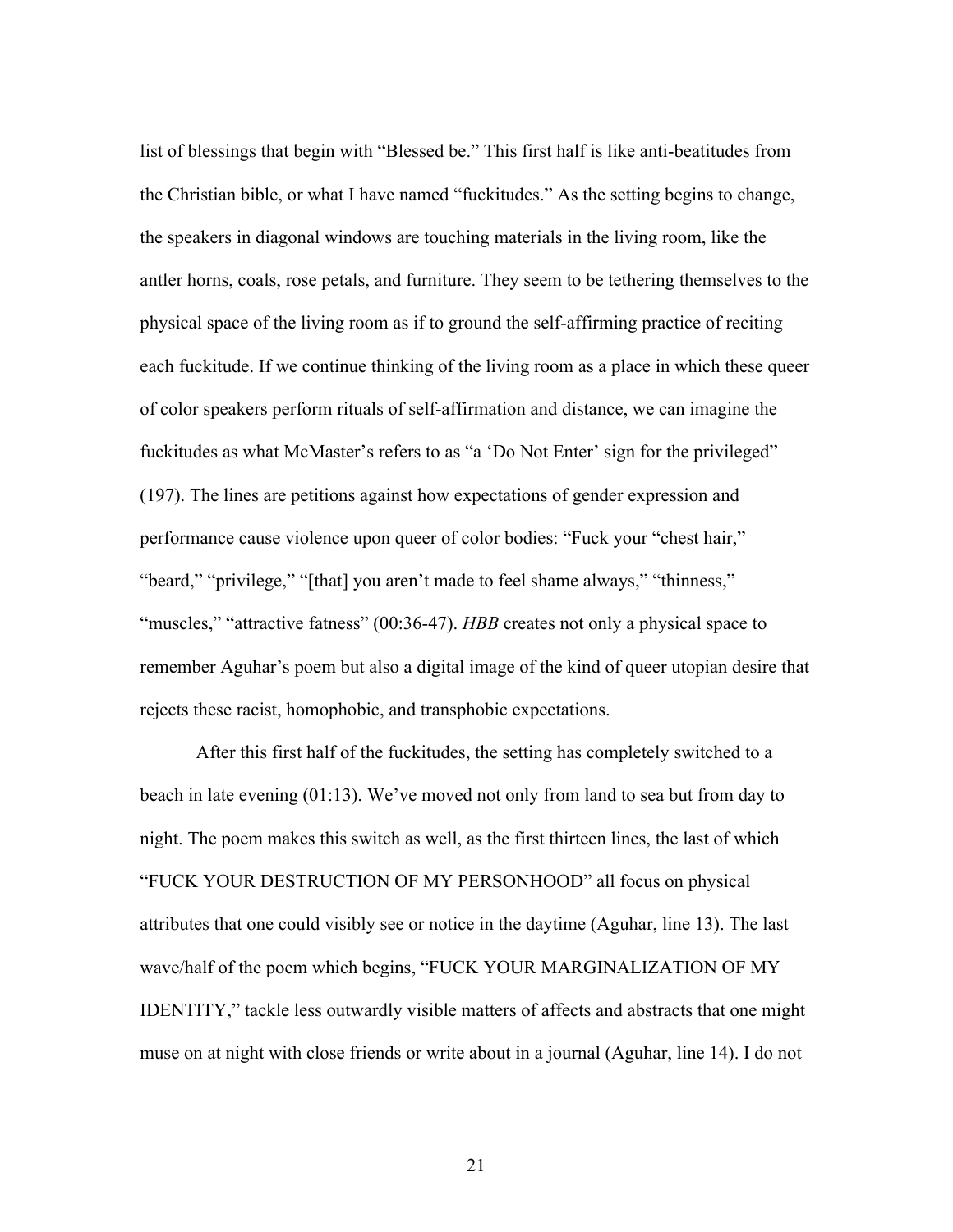list of blessings that begin with "Blessed be." This first half is like anti-beatitudes from the Christian bible, or what I have named "fuckitudes." As the setting begins to change, the speakers in diagonal windows are touching materials in the living room, like the antler horns, coals, rose petals, and furniture. They seem to be tethering themselves to the physical space of the living room as if to ground the self-affirming practice of reciting each fuckitude. If we continue thinking of the living room as a place in which these queer of color speakers perform rituals of self-affirmation and distance, we can imagine the fuckitudes as what McMaster's refers to as "a 'Do Not Enter' sign for the privileged" (197). The lines are petitions against how expectations of gender expression and performance cause violence upon queer of color bodies: "Fuck your "chest hair," "beard," "privilege," "[that] you aren't made to feel shame always," "thinness," "muscles," "attractive fatness" (00:36-47). *HBB* creates not only a physical space to remember Aguhar's poem but also a digital image of the kind of queer utopian desire that rejects these racist, homophobic, and transphobic expectations.

After this first half of the fuckitudes, the setting has completely switched to a beach in late evening (01:13). We've moved not only from land to sea but from day to night. The poem makes this switch as well, as the first thirteen lines, the last of which "FUCK YOUR DESTRUCTION OF MY PERSONHOOD" all focus on physical attributes that one could visibly see or notice in the daytime (Aguhar, line 13). The last wave/half of the poem which begins, "FUCK YOUR MARGINALIZATION OF MY IDENTITY," tackle less outwardly visible matters of affects and abstracts that one might muse on at night with close friends or write about in a journal (Aguhar, line 14). I do not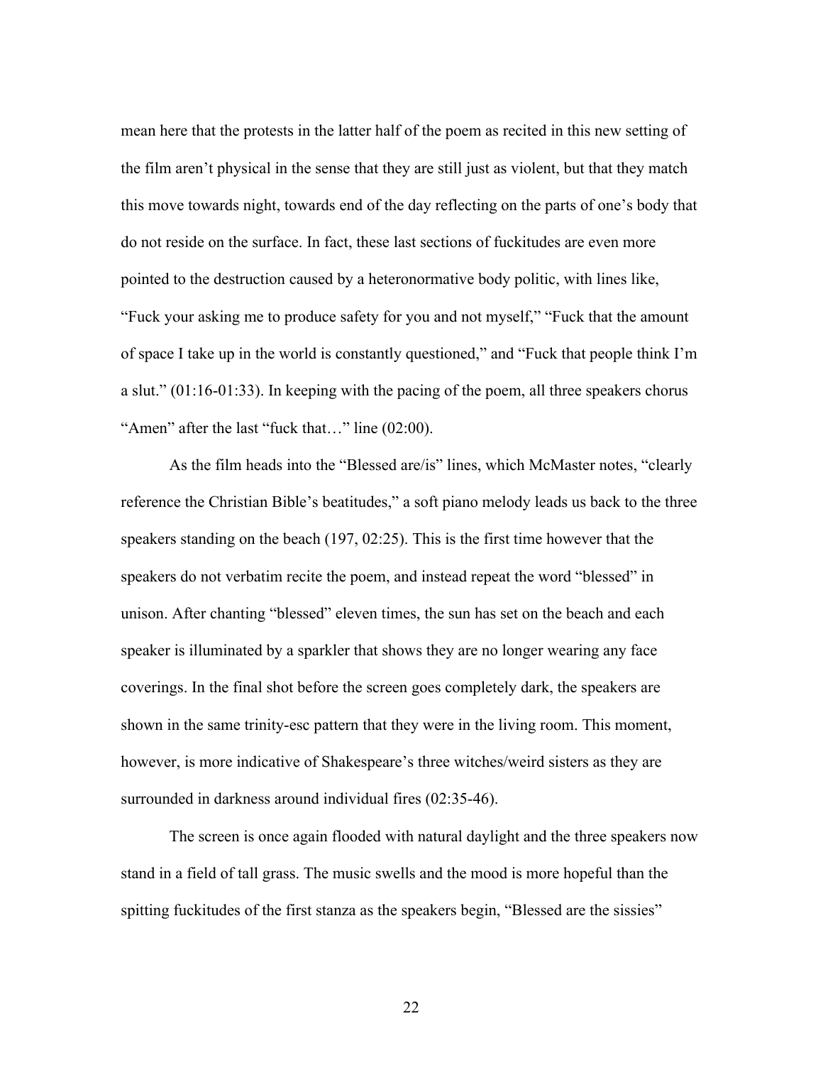mean here that the protests in the latter half of the poem as recited in this new setting of the film aren't physical in the sense that they are still just as violent, but that they match this move towards night, towards end of the day reflecting on the parts of one's body that do not reside on the surface. In fact, these last sections of fuckitudes are even more pointed to the destruction caused by a heteronormative body politic, with lines like, "Fuck your asking me to produce safety for you and not myself," "Fuck that the amount of space I take up in the world is constantly questioned," and "Fuck that people think I'm a slut." (01:16-01:33). In keeping with the pacing of the poem, all three speakers chorus "Amen" after the last "fuck that…" line (02:00).

As the film heads into the "Blessed are/is" lines, which McMaster notes, "clearly reference the Christian Bible's beatitudes," a soft piano melody leads us back to the three speakers standing on the beach (197, 02:25). This is the first time however that the speakers do not verbatim recite the poem, and instead repeat the word "blessed" in unison. After chanting "blessed" eleven times, the sun has set on the beach and each speaker is illuminated by a sparkler that shows they are no longer wearing any face coverings. In the final shot before the screen goes completely dark, the speakers are shown in the same trinity-esc pattern that they were in the living room. This moment, however, is more indicative of Shakespeare's three witches/weird sisters as they are surrounded in darkness around individual fires (02:35-46).

The screen is once again flooded with natural daylight and the three speakers now stand in a field of tall grass. The music swells and the mood is more hopeful than the spitting fuckitudes of the first stanza as the speakers begin, "Blessed are the sissies"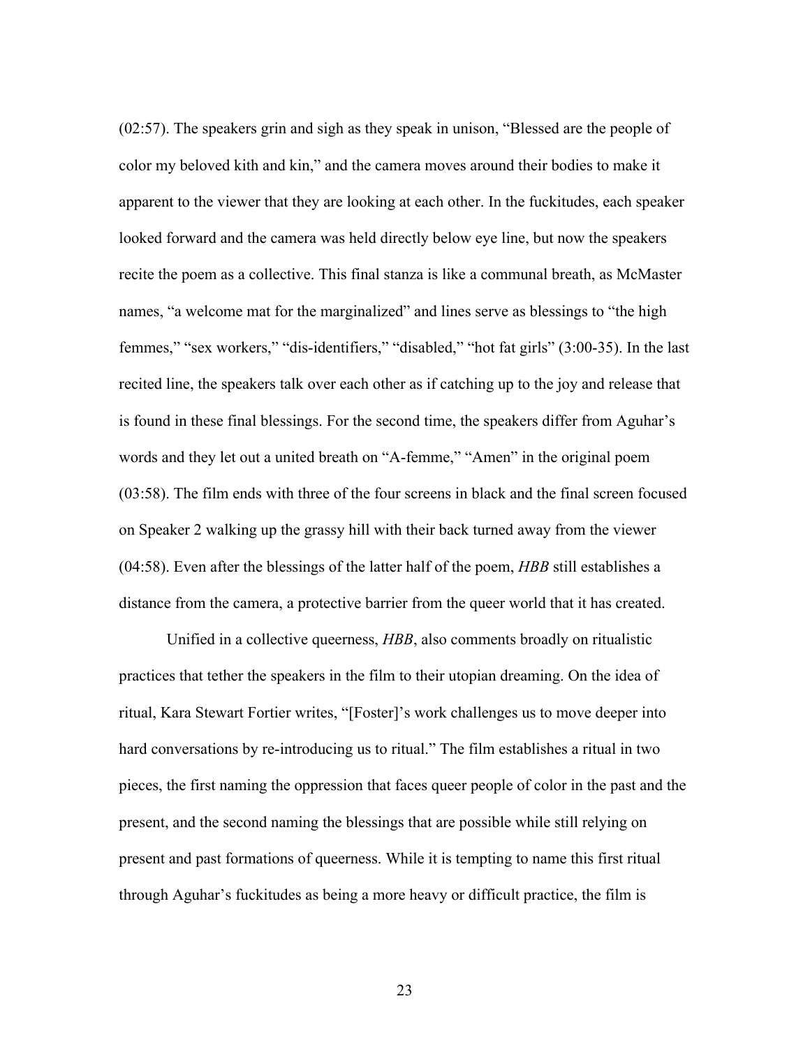(02:57). The speakers grin and sigh as they speak in unison, "Blessed are the people of color my beloved kith and kin," and the camera moves around their bodies to make it apparent to the viewer that they are looking at each other. In the fuckitudes, each speaker looked forward and the camera was held directly below eye line, but now the speakers recite the poem as a collective. This final stanza is like a communal breath, as McMaster names, "a welcome mat for the marginalized" and lines serve as blessings to "the high femmes," "sex workers," "dis-identifiers," "disabled," "hot fat girls" (3:00-35). In the last recited line, the speakers talk over each other as if catching up to the joy and release that is found in these final blessings. For the second time, the speakers differ from Aguhar's words and they let out a united breath on "A-femme," "Amen" in the original poem (03:58). The film ends with three of the four screens in black and the final screen focused on Speaker 2 walking up the grassy hill with their back turned away from the viewer (04:58). Even after the blessings of the latter half of the poem, *HBB* still establishes a distance from the camera, a protective barrier from the queer world that it has created.

Unified in a collective queerness, *HBB*, also comments broadly on ritualistic practices that tether the speakers in the film to their utopian dreaming. On the idea of ritual, Kara Stewart Fortier writes, "[Foster]'s work challenges us to move deeper into hard conversations by re-introducing us to ritual." The film establishes a ritual in two pieces, the first naming the oppression that faces queer people of color in the past and the present, and the second naming the blessings that are possible while still relying on present and past formations of queerness. While it is tempting to name this first ritual through Aguhar's fuckitudes as being a more heavy or difficult practice, the film is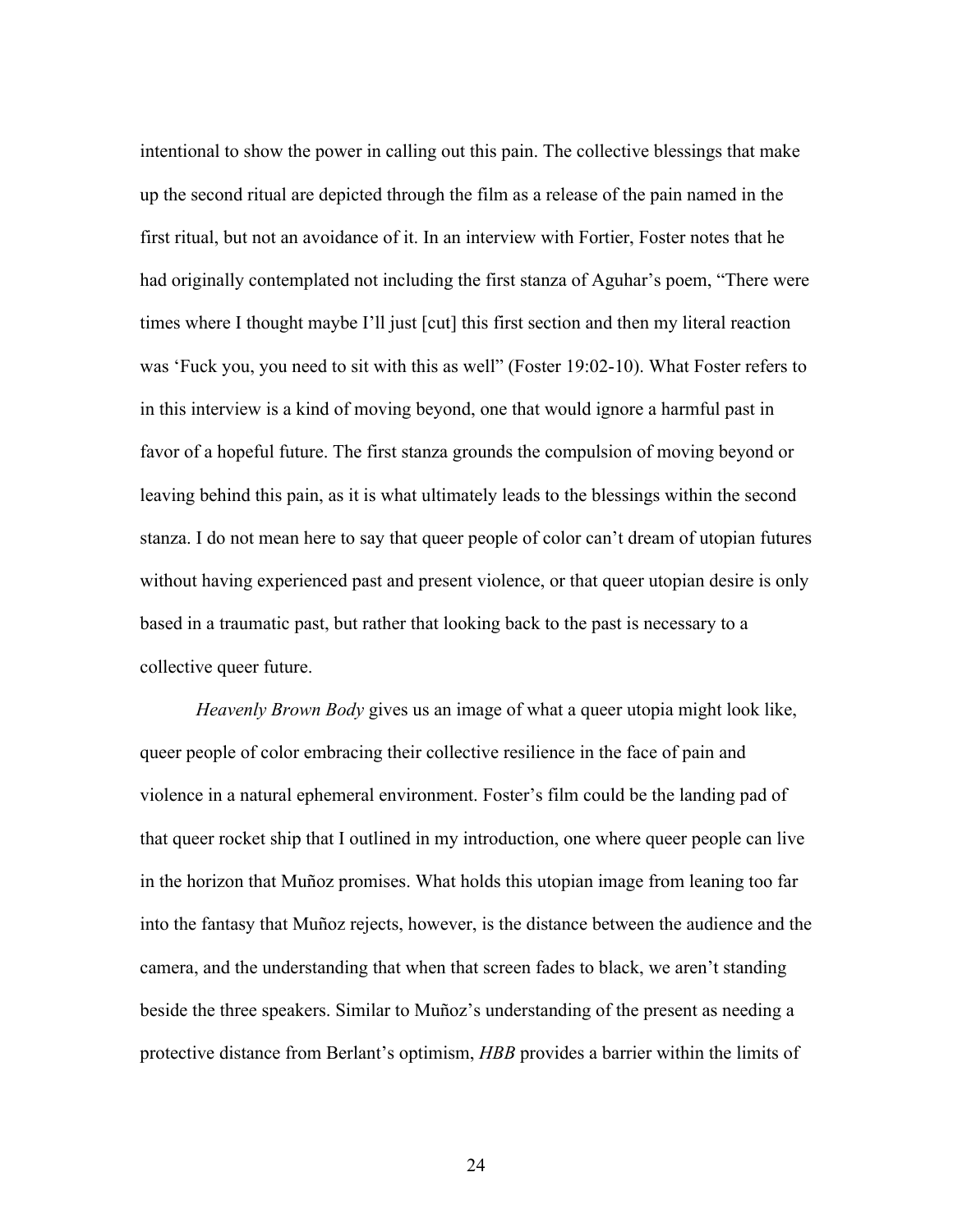intentional to show the power in calling out this pain. The collective blessings that make up the second ritual are depicted through the film as a release of the pain named in the first ritual, but not an avoidance of it. In an interview with Fortier, Foster notes that he had originally contemplated not including the first stanza of Aguhar's poem, "There were times where I thought maybe I'll just [cut] this first section and then my literal reaction was 'Fuck you, you need to sit with this as well" (Foster 19:02-10). What Foster refers to in this interview is a kind of moving beyond, one that would ignore a harmful past in favor of a hopeful future. The first stanza grounds the compulsion of moving beyond or leaving behind this pain, as it is what ultimately leads to the blessings within the second stanza. I do not mean here to say that queer people of color can't dream of utopian futures without having experienced past and present violence, or that queer utopian desire is only based in a traumatic past, but rather that looking back to the past is necessary to a collective queer future.

*Heavenly Brown Body* gives us an image of what a queer utopia might look like, queer people of color embracing their collective resilience in the face of pain and violence in a natural ephemeral environment. Foster's film could be the landing pad of that queer rocket ship that I outlined in my introduction, one where queer people can live in the horizon that Muñoz promises. What holds this utopian image from leaning too far into the fantasy that Muñoz rejects, however, is the distance between the audience and the camera, and the understanding that when that screen fades to black, we aren't standing beside the three speakers. Similar to Muñoz's understanding of the present as needing a protective distance from Berlant's optimism, *HBB* provides a barrier within the limits of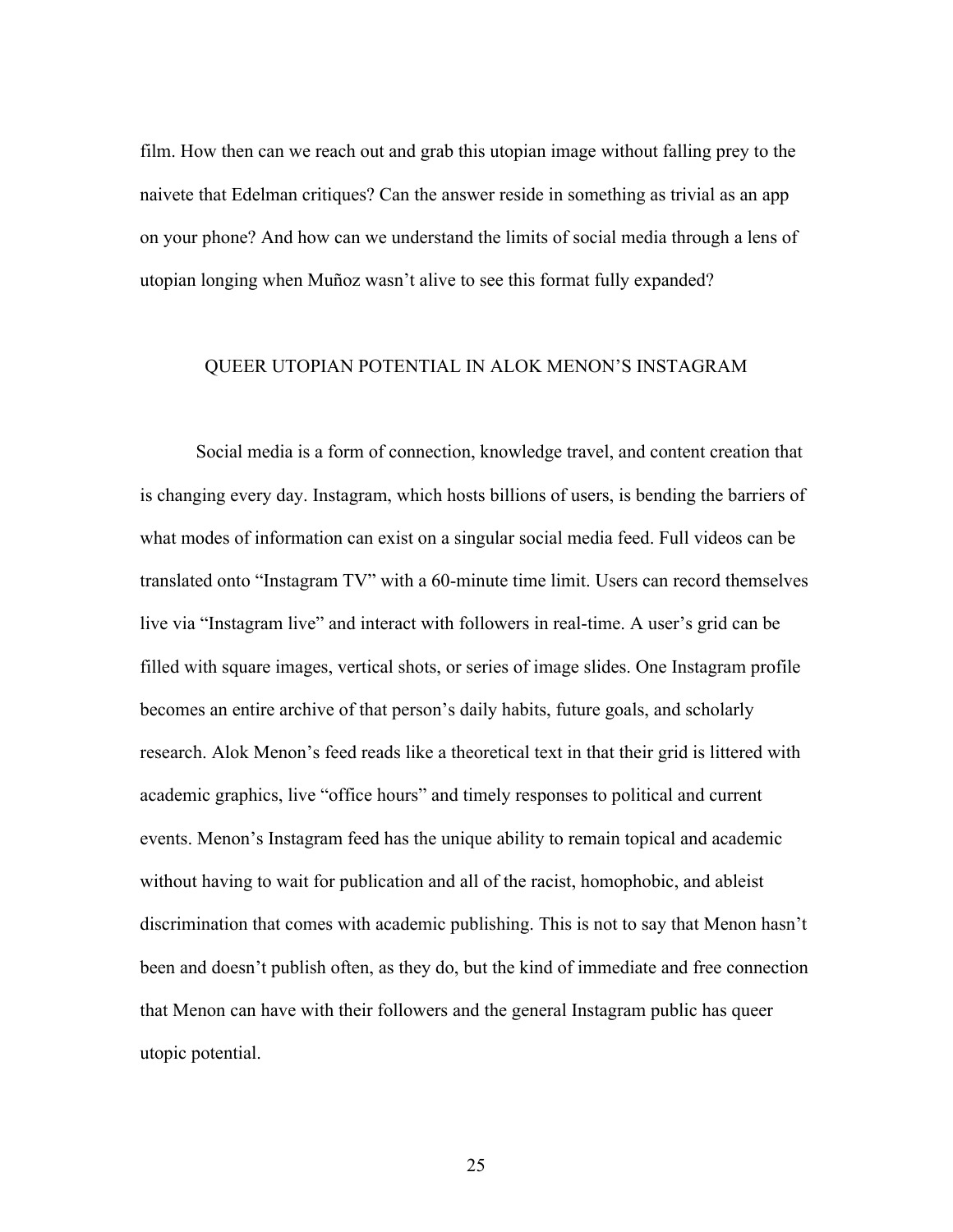film. How then can we reach out and grab this utopian image without falling prey to the naivete that Edelman critiques? Can the answer reside in something as trivial as an app on your phone? And how can we understand the limits of social media through a lens of utopian longing when Muñoz wasn't alive to see this format fully expanded?

## QUEER UTOPIAN POTENTIAL IN ALOK MENON'S INSTAGRAM

Social media is a form of connection, knowledge travel, and content creation that is changing every day. Instagram, which hosts billions of users, is bending the barriers of what modes of information can exist on a singular social media feed. Full videos can be translated onto "Instagram TV" with a 60-minute time limit. Users can record themselves live via "Instagram live" and interact with followers in real-time. A user's grid can be filled with square images, vertical shots, or series of image slides. One Instagram profile becomes an entire archive of that person's daily habits, future goals, and scholarly research. Alok Menon's feed reads like a theoretical text in that their grid is littered with academic graphics, live "office hours" and timely responses to political and current events. Menon's Instagram feed has the unique ability to remain topical and academic without having to wait for publication and all of the racist, homophobic, and ableist discrimination that comes with academic publishing. This is not to say that Menon hasn't been and doesn't publish often, as they do, but the kind of immediate and free connection that Menon can have with their followers and the general Instagram public has queer utopic potential.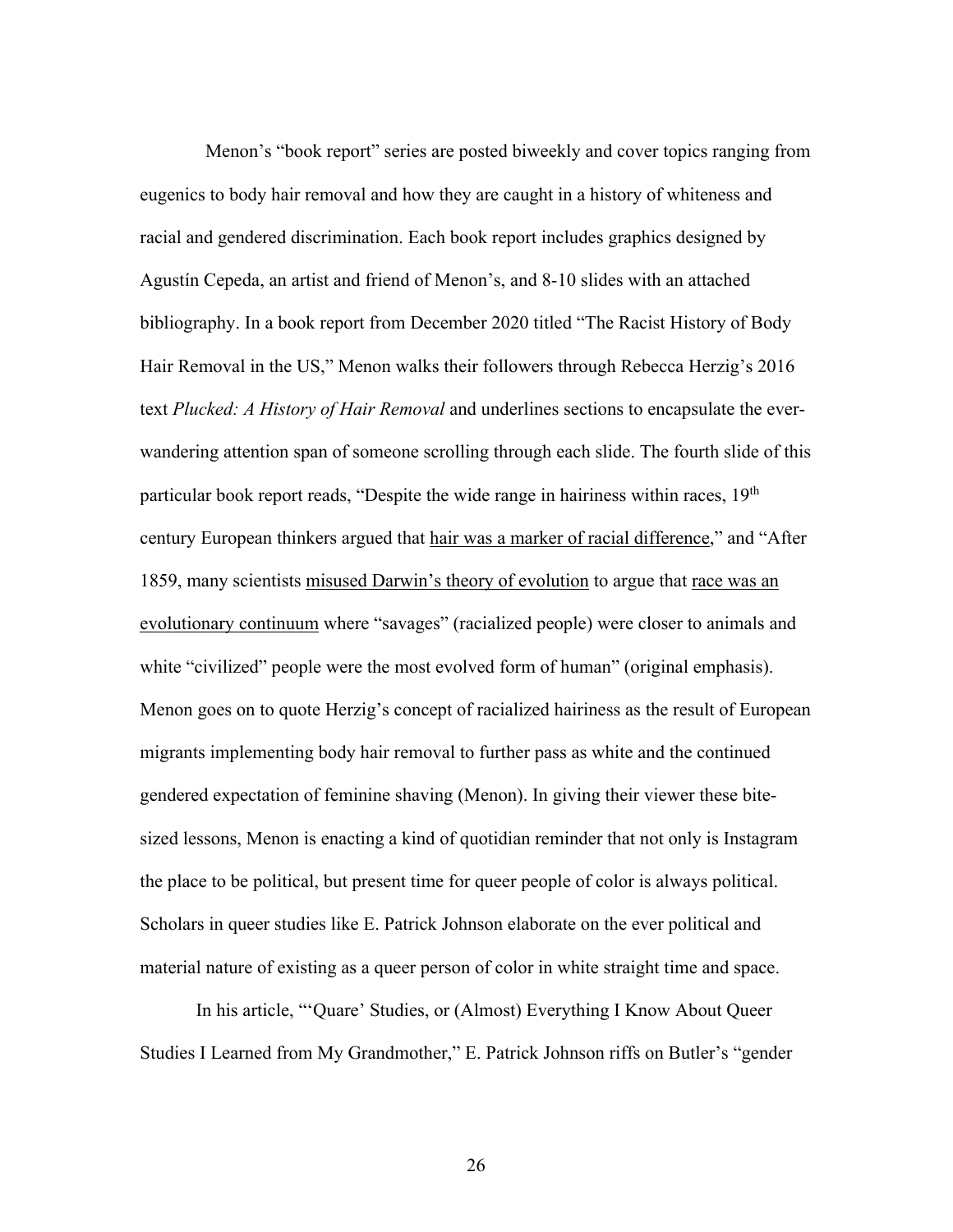Menon's "book report" series are posted biweekly and cover topics ranging from eugenics to body hair removal and how they are caught in a history of whiteness and racial and gendered discrimination. Each book report includes graphics designed by Agustín Cepeda, an artist and friend of Menon's, and 8-10 slides with an attached bibliography. In a book report from December 2020 titled "The Racist History of Body Hair Removal in the US," Menon walks their followers through Rebecca Herzig's 2016 text *Plucked: A History of Hair Removal* and underlines sections to encapsulate the ever-wandering attention span of someone scrolling through each slide. The fourth slide of this particular book report reads, "Despite the wide range in hairiness within races, 19th century European thinkers argued that <u>hair was a marker of racial difference</u>," and "After 1859, many scientists <u>misused Darwin's theory of evolution</u> to argue that <u>race was an evolutionary continuum</u> where "savages" (racialized people) were closer to animals and white "civilized" people were the most evolved form of human" (original emphasis). Menon goes on to quote Herzig's concept of racialized hairiness as the result of European migrants implementing body hair removal to further pass as white and the continued gendered expectation of feminine shaving (Menon). In giving their viewer these bite-sized lessons, Menon is enacting a kind of quotidian reminder that not only is Instagram the place to be political, but present time for queer people of color is always political. Scholars in queer studies like E. Patrick Johnson elaborate on the ever political and material nature of existing as a queer person of color in white straight time and space.

In his article, "'Quare' Studies, or (Almost) Everything I Know About Queer Studies I Learned from My Grandmother," E. Patrick Johnson riffs on Butler's "gender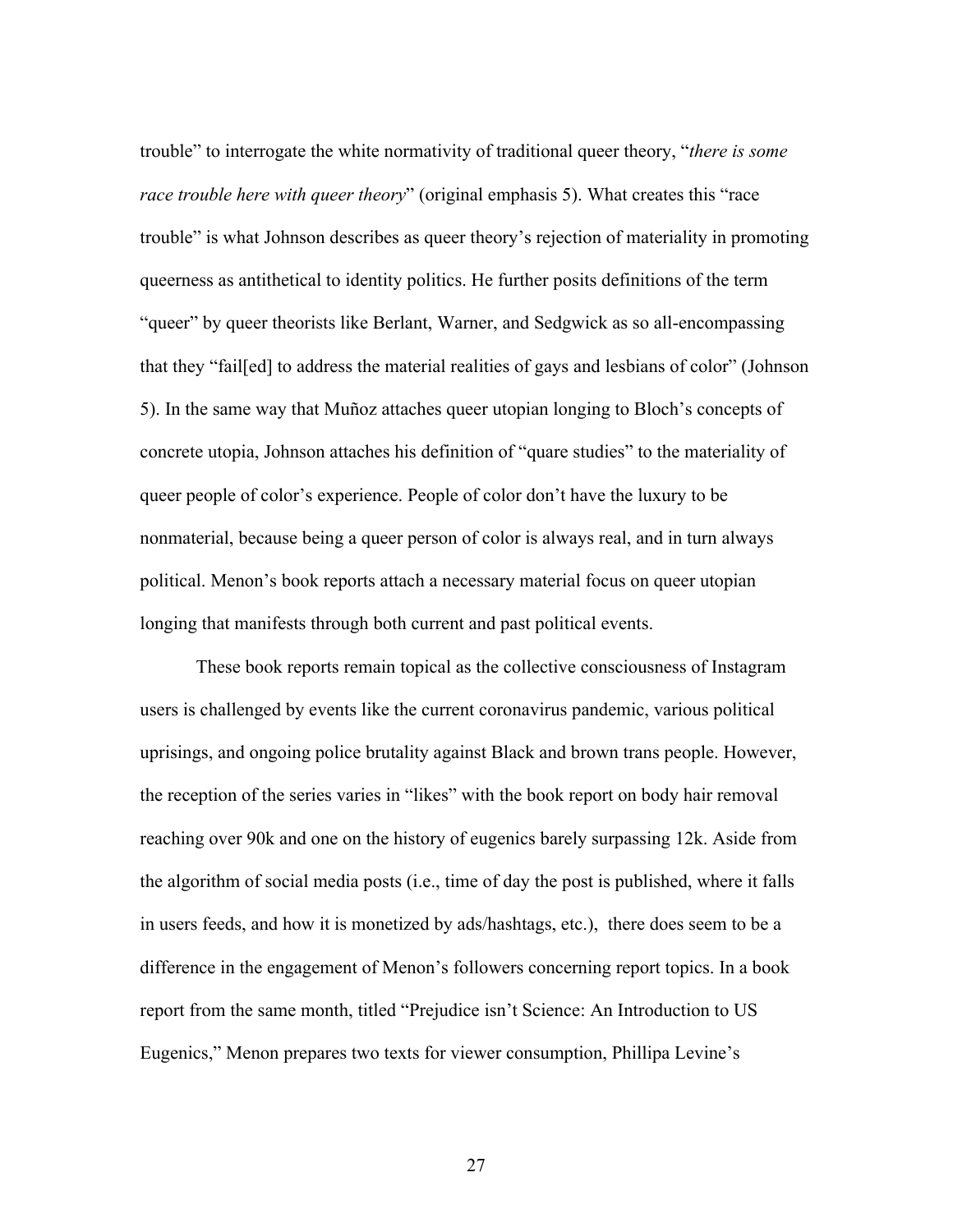trouble" to interrogate the white normativity of traditional queer theory, "*there is some race trouble here with queer theory*" (original emphasis 5). What creates this "race trouble" is what Johnson describes as queer theory's rejection of materiality in promoting queerness as antithetical to identity politics. He further posits definitions of the term "queer" by queer theorists like Berlant, Warner, and Sedgwick as so all-encompassing that they "fail[ed] to address the material realities of gays and lesbians of color" (Johnson 5). In the same way that Muñoz attaches queer utopian longing to Bloch's concepts of concrete utopia, Johnson attaches his definition of "quare studies" to the materiality of queer people of color's experience. People of color don't have the luxury to be nonmaterial, because being a queer person of color is always real, and in turn always political. Menon's book reports attach a necessary material focus on queer utopian longing that manifests through both current and past political events.

These book reports remain topical as the collective consciousness of Instagram users is challenged by events like the current coronavirus pandemic, various political uprisings, and ongoing police brutality against Black and brown trans people. However, the reception of the series varies in "likes" with the book report on body hair removal reaching over 90k and one on the history of eugenics barely surpassing 12k. Aside from the algorithm of social media posts (i.e., time of day the post is published, where it falls in users feeds, and how it is monetized by ads/hashtags, etc.), there does seem to be a difference in the engagement of Menon's followers concerning report topics. In a book report from the same month, titled "Prejudice isn't Science: An Introduction to US Eugenics," Menon prepares two texts for viewer consumption, Phillipa Levine's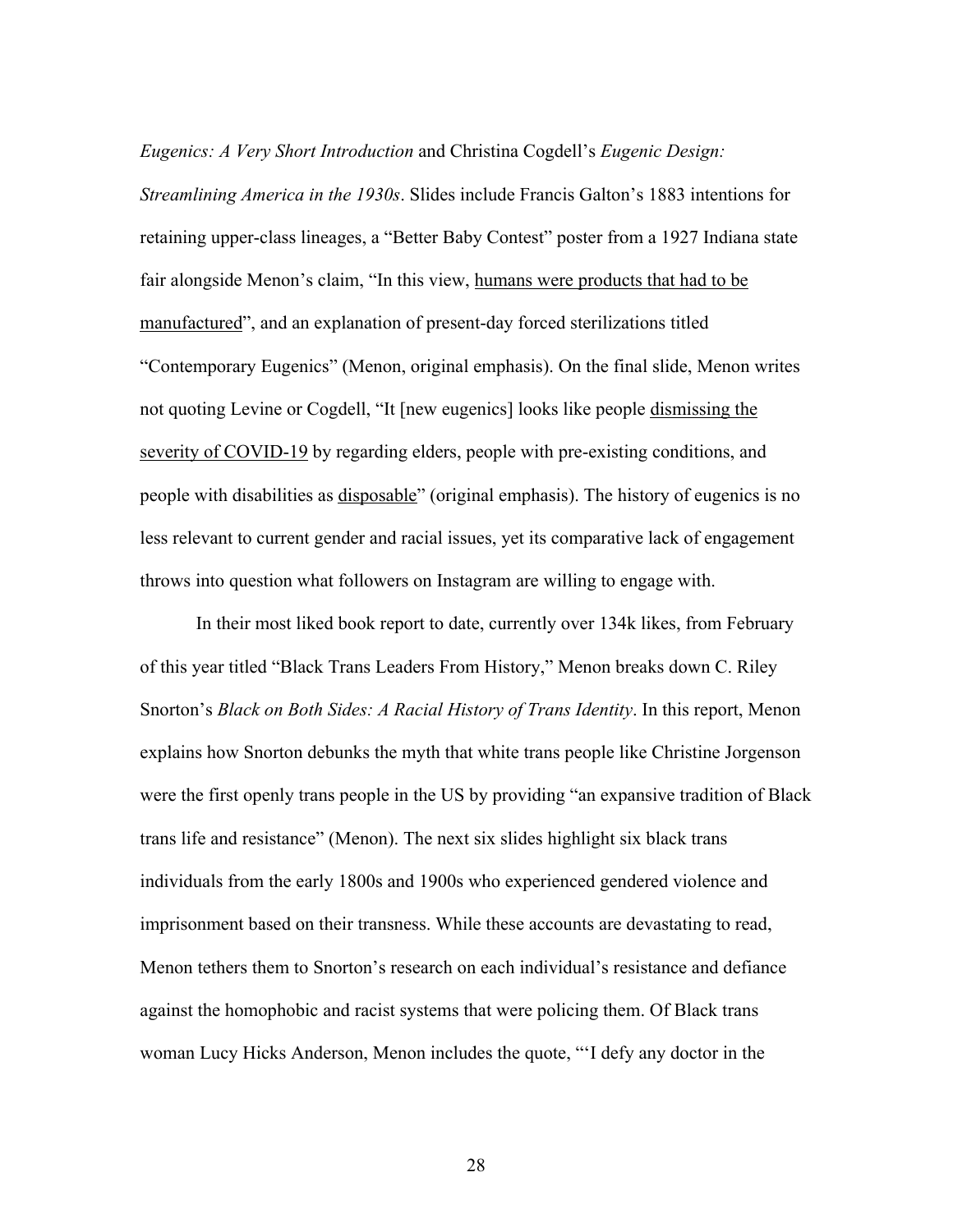*Eugenics: A Very Short Introduction* and Christina Cogdell's *Eugenic Design: Streamlining America in the 1930s*. Slides include Francis Galton's 1883 intentions for retaining upper-class lineages, a "Better Baby Contest" poster from a 1927 Indiana state fair alongside Menon's claim, "In this view, <u>humans were products that had to be manufactured</u>", and an explanation of present-day forced sterilizations titled "Contemporary Eugenics" (Menon, original emphasis). On the final slide, Menon writes not quoting Levine or Cogdell, "It [new eugenics] looks like people <u>dismissing the severity of COVID-19</u> by regarding elders, people with pre-existing conditions, and people with disabilities as <u>disposable</u>" (original emphasis). The history of eugenics is no less relevant to current gender and racial issues, yet its comparative lack of engagement throws into question what followers on Instagram are willing to engage with.

In their most liked book report to date, currently over 134k likes, from February of this year titled "Black Trans Leaders From History," Menon breaks down C. Riley Snorton's *Black on Both Sides: A Racial History of Trans Identity*. In this report, Menon explains how Snorton debunks the myth that white trans people like Christine Jorgenson were the first openly trans people in the US by providing "an expansive tradition of Black trans life and resistance" (Menon). The next six slides highlight six black trans individuals from the early 1800s and 1900s who experienced gendered violence and imprisonment based on their transness. While these accounts are devastating to read, Menon tethers them to Snorton's research on each individual's resistance and defiance against the homophobic and racist systems that were policing them. Of Black trans woman Lucy Hicks Anderson, Menon includes the quote, "'I defy any doctor in the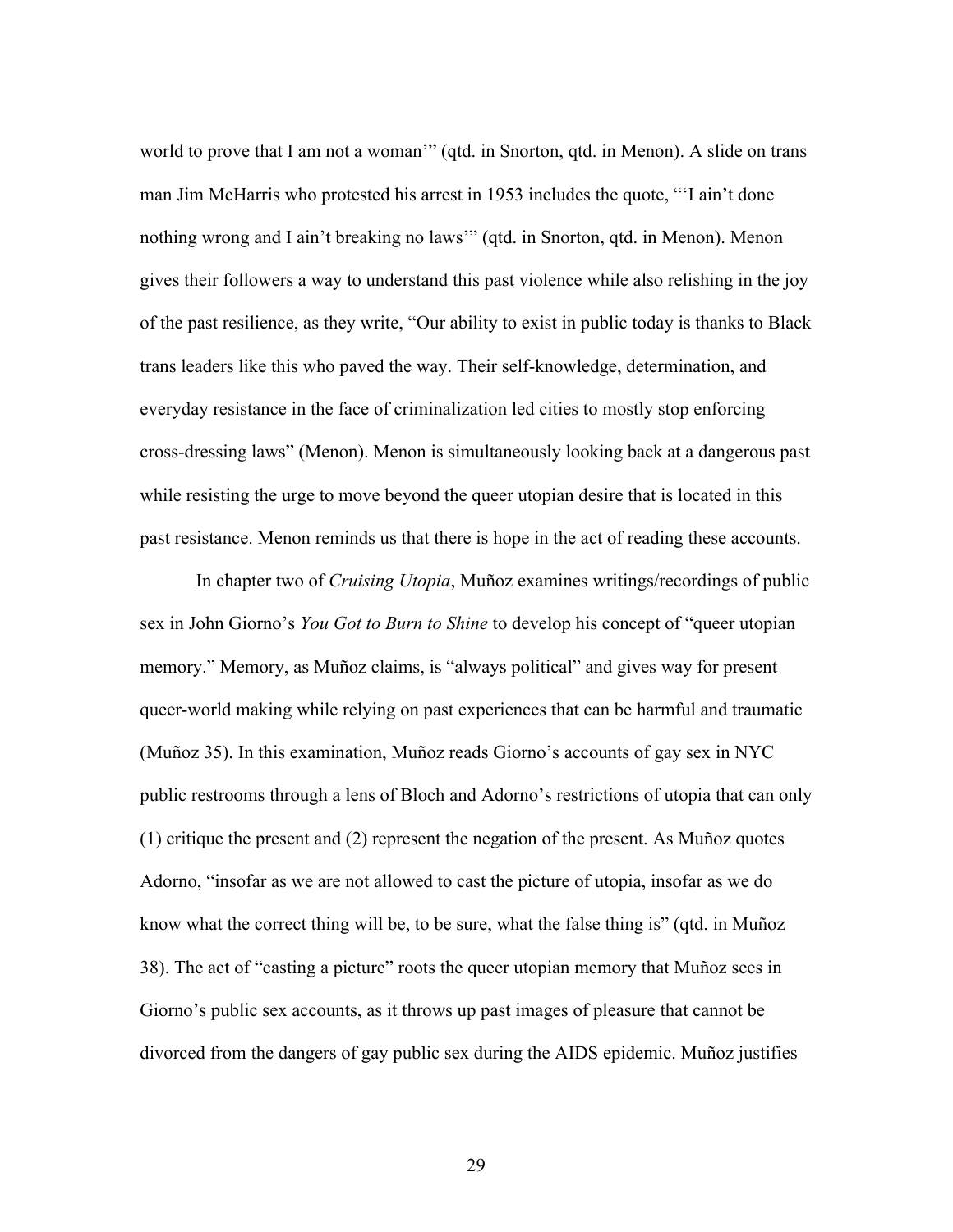world to prove that I am not a woman'" (qtd. in Snorton, qtd. in Menon). A slide on trans man Jim McHarris who protested his arrest in 1953 includes the quote, "'I ain't done nothing wrong and I ain't breaking no laws'" (qtd. in Snorton, qtd. in Menon). Menon gives their followers a way to understand this past violence while also relishing in the joy of the past resilience, as they write, "Our ability to exist in public today is thanks to Black trans leaders like this who paved the way. Their self-knowledge, determination, and everyday resistance in the face of criminalization led cities to mostly stop enforcing cross-dressing laws" (Menon). Menon is simultaneously looking back at a dangerous past while resisting the urge to move beyond the queer utopian desire that is located in this past resistance. Menon reminds us that there is hope in the act of reading these accounts.

In chapter two of *Cruising Utopia*, Muñoz examines writings/recordings of public sex in John Giorno's *You Got to Burn to Shine* to develop his concept of "queer utopian memory." Memory, as Muñoz claims, is "always political" and gives way for present queer-world making while relying on past experiences that can be harmful and traumatic (Muñoz 35). In this examination, Muñoz reads Giorno's accounts of gay sex in NYC public restrooms through a lens of Bloch and Adorno's restrictions of utopia that can only (1) critique the present and (2) represent the negation of the present. As Muñoz quotes Adorno, "insofar as we are not allowed to cast the picture of utopia, insofar as we do know what the correct thing will be, to be sure, what the false thing is" (qtd. in Muñoz 38). The act of "casting a picture" roots the queer utopian memory that Muñoz sees in Giorno's public sex accounts, as it throws up past images of pleasure that cannot be divorced from the dangers of gay public sex during the AIDS epidemic. Muñoz justifies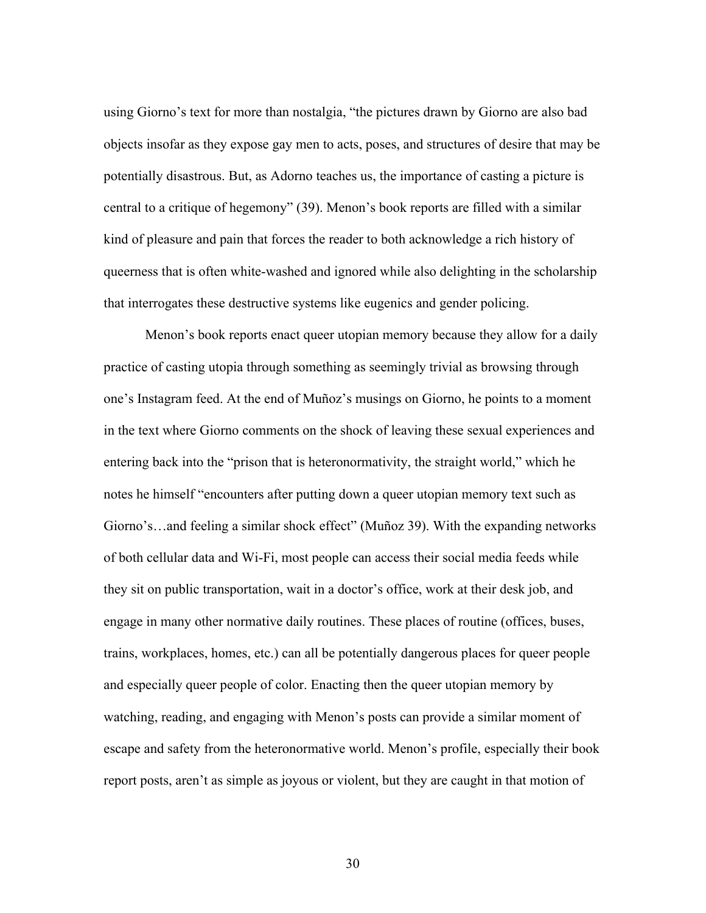using Giorno's text for more than nostalgia, "the pictures drawn by Giorno are also bad objects insofar as they expose gay men to acts, poses, and structures of desire that may be potentially disastrous. But, as Adorno teaches us, the importance of casting a picture is central to a critique of hegemony" (39). Menon's book reports are filled with a similar kind of pleasure and pain that forces the reader to both acknowledge a rich history of queerness that is often white-washed and ignored while also delighting in the scholarship that interrogates these destructive systems like eugenics and gender policing.

Menon's book reports enact queer utopian memory because they allow for a daily practice of casting utopia through something as seemingly trivial as browsing through one's Instagram feed. At the end of Muñoz's musings on Giorno, he points to a moment in the text where Giorno comments on the shock of leaving these sexual experiences and entering back into the "prison that is heteronormativity, the straight world," which he notes he himself "encounters after putting down a queer utopian memory text such as Giorno's…and feeling a similar shock effect" (Muñoz 39). With the expanding networks of both cellular data and Wi-Fi, most people can access their social media feeds while they sit on public transportation, wait in a doctor's office, work at their desk job, and engage in many other normative daily routines. These places of routine (offices, buses, trains, workplaces, homes, etc.) can all be potentially dangerous places for queer people and especially queer people of color. Enacting then the queer utopian memory by watching, reading, and engaging with Menon's posts can provide a similar moment of escape and safety from the heteronormative world. Menon's profile, especially their book report posts, aren't as simple as joyous or violent, but they are caught in that motion of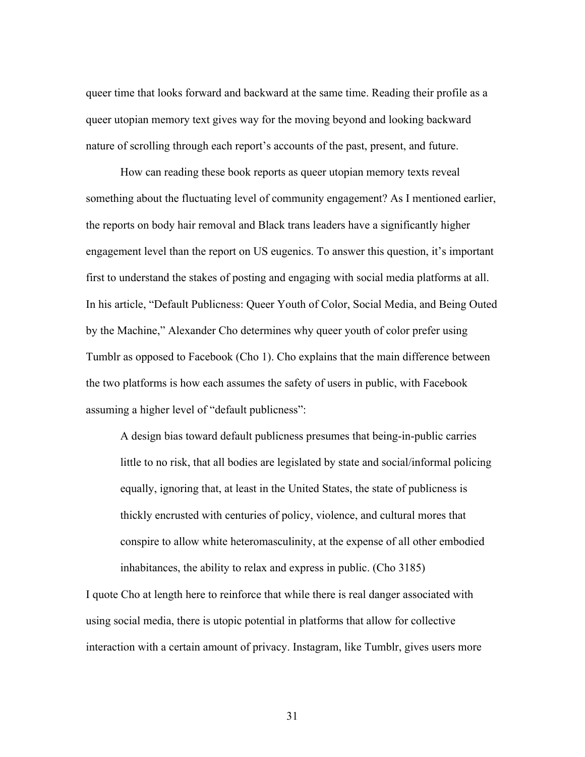queer time that looks forward and backward at the same time. Reading their profile as a queer utopian memory text gives way for the moving beyond and looking backward nature of scrolling through each report's accounts of the past, present, and future.

How can reading these book reports as queer utopian memory texts reveal something about the fluctuating level of community engagement? As I mentioned earlier, the reports on body hair removal and Black trans leaders have a significantly higher engagement level than the report on US eugenics. To answer this question, it's important first to understand the stakes of posting and engaging with social media platforms at all. In his article, "Default Publicness: Queer Youth of Color, Social Media, and Being Outed by the Machine," Alexander Cho determines why queer youth of color prefer using Tumblr as opposed to Facebook (Cho 1). Cho explains that the main difference between the two platforms is how each assumes the safety of users in public, with Facebook assuming a higher level of "default publicness":

> A design bias toward default publicness presumes that being-in-public carries little to no risk, that all bodies are legislated by state and social/informal policing equally, ignoring that, at least in the United States, the state of publicness is thickly encrusted with centuries of policy, violence, and cultural mores that conspire to allow white heteromasculinity, at the expense of all other embodied inhabitances, the ability to relax and express in public. (Cho 3185)

I quote Cho at length here to reinforce that while there is real danger associated with using social media, there is utopic potential in platforms that allow for collective interaction with a certain amount of privacy. Instagram, like Tumblr, gives users more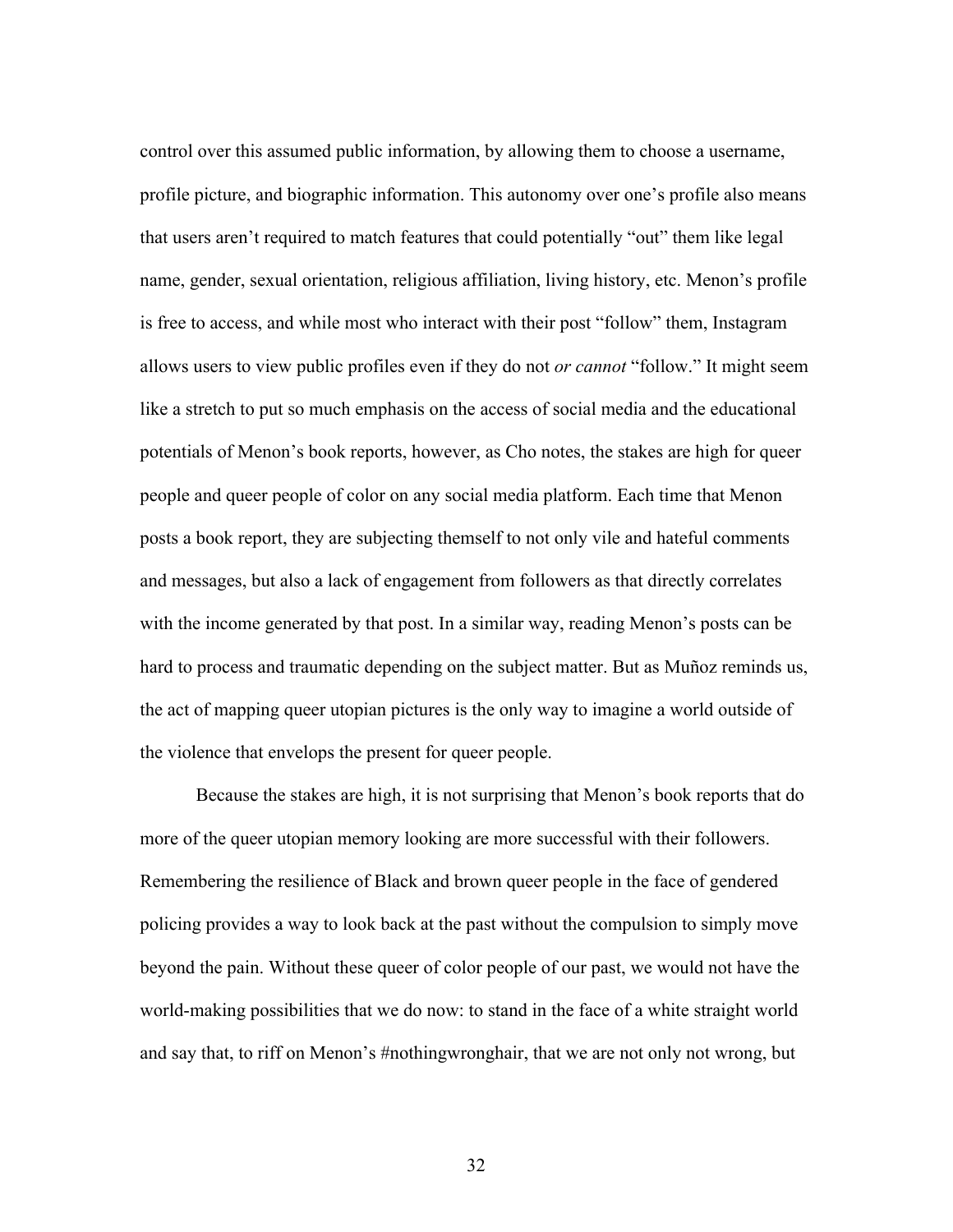control over this assumed public information, by allowing them to choose a username, profile picture, and biographic information. This autonomy over one's profile also means that users aren't required to match features that could potentially "out" them like legal name, gender, sexual orientation, religious affiliation, living history, etc. Menon's profile is free to access, and while most who interact with their post "follow" them, Instagram allows users to view public profiles even if they do not *or cannot* "follow." It might seem like a stretch to put so much emphasis on the access of social media and the educational potentials of Menon's book reports, however, as Cho notes, the stakes are high for queer people and queer people of color on any social media platform. Each time that Menon posts a book report, they are subjecting themself to not only vile and hateful comments and messages, but also a lack of engagement from followers as that directly correlates with the income generated by that post. In a similar way, reading Menon's posts can be hard to process and traumatic depending on the subject matter. But as Muñoz reminds us, the act of mapping queer utopian pictures is the only way to imagine a world outside of the violence that envelops the present for queer people.

Because the stakes are high, it is not surprising that Menon's book reports that do more of the queer utopian memory looking are more successful with their followers. Remembering the resilience of Black and brown queer people in the face of gendered policing provides a way to look back at the past without the compulsion to simply move beyond the pain. Without these queer of color people of our past, we would not have the world-making possibilities that we do now: to stand in the face of a white straight world and say that, to riff on Menon's #nothingwronghair, that we are not only not wrong, but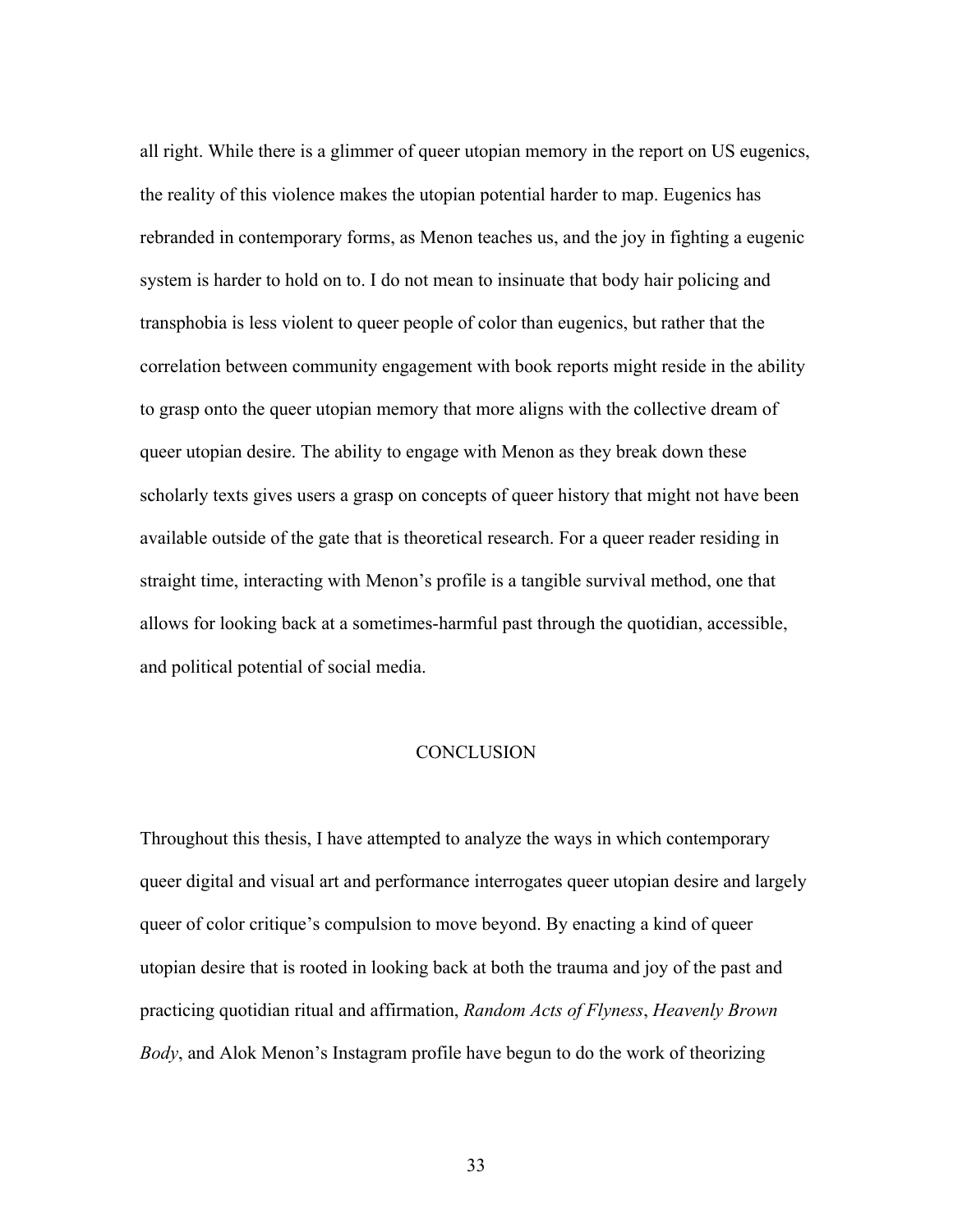all right. While there is a glimmer of queer utopian memory in the report on US eugenics, the reality of this violence makes the utopian potential harder to map. Eugenics has rebranded in contemporary forms, as Menon teaches us, and the joy in fighting a eugenic system is harder to hold on to. I do not mean to insinuate that body hair policing and transphobia is less violent to queer people of color than eugenics, but rather that the correlation between community engagement with book reports might reside in the ability to grasp onto the queer utopian memory that more aligns with the collective dream of queer utopian desire. The ability to engage with Menon as they break down these scholarly texts gives users a grasp on concepts of queer history that might not have been available outside of the gate that is theoretical research. For a queer reader residing in straight time, interacting with Menon's profile is a tangible survival method, one that allows for looking back at a sometimes-harmful past through the quotidian, accessible, and political potential of social media.

## CONCLUSION

Throughout this thesis, I have attempted to analyze the ways in which contemporary queer digital and visual art and performance interrogates queer utopian desire and largely queer of color critique's compulsion to move beyond. By enacting a kind of queer utopian desire that is rooted in looking back at both the trauma and joy of the past and practicing quotidian ritual and affirmation, *Random Acts of Flyness*, *Heavenly Brown Body*, and Alok Menon's Instagram profile have begun to do the work of theorizing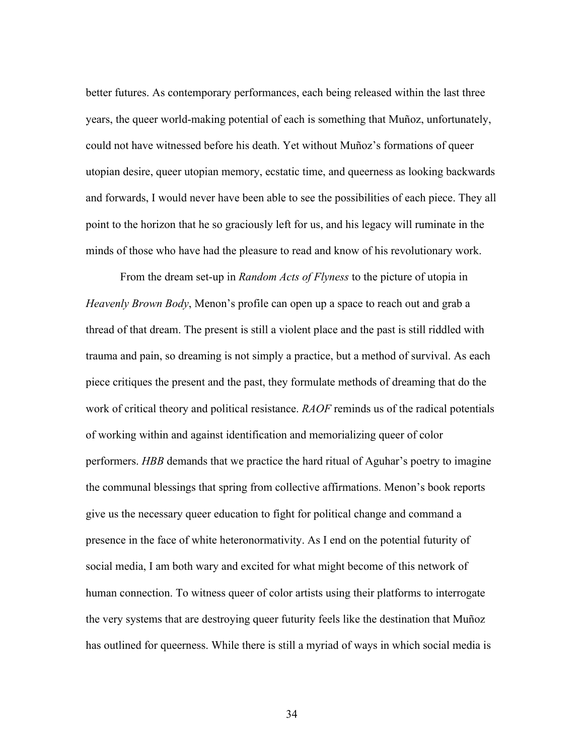better futures. As contemporary performances, each being released within the last three years, the queer world-making potential of each is something that Muñoz, unfortunately, could not have witnessed before his death. Yet without Muñoz's formations of queer utopian desire, queer utopian memory, ecstatic time, and queerness as looking backwards and forwards, I would never have been able to see the possibilities of each piece. They all point to the horizon that he so graciously left for us, and his legacy will ruminate in the minds of those who have had the pleasure to read and know of his revolutionary work.

From the dream set-up in *Random Acts of Flyness* to the picture of utopia in *Heavenly Brown Body*, Menon's profile can open up a space to reach out and grab a thread of that dream. The present is still a violent place and the past is still riddled with trauma and pain, so dreaming is not simply a practice, but a method of survival. As each piece critiques the present and the past, they formulate methods of dreaming that do the work of critical theory and political resistance. *RAOF* reminds us of the radical potentials of working within and against identification and memorializing queer of color performers. *HBB* demands that we practice the hard ritual of Aguhar's poetry to imagine the communal blessings that spring from collective affirmations. Menon's book reports give us the necessary queer education to fight for political change and command a presence in the face of white heteronormativity. As I end on the potential futurity of social media, I am both wary and excited for what might become of this network of human connection. To witness queer of color artists using their platforms to interrogate the very systems that are destroying queer futurity feels like the destination that Muñoz has outlined for queerness. While there is still a myriad of ways in which social media is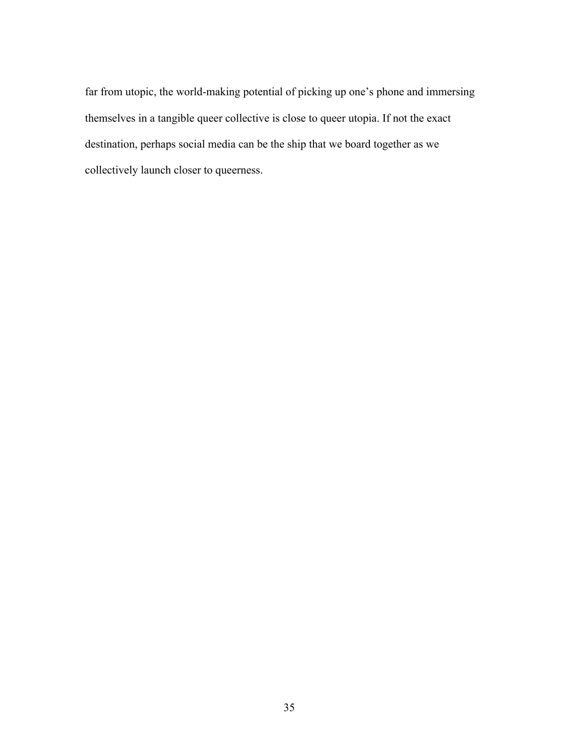far from utopic, the world-making potential of picking up one's phone and immersing themselves in a tangible queer collective is close to queer utopia. If not the exact destination, perhaps social media can be the ship that we board together as we collectively launch closer to queerness.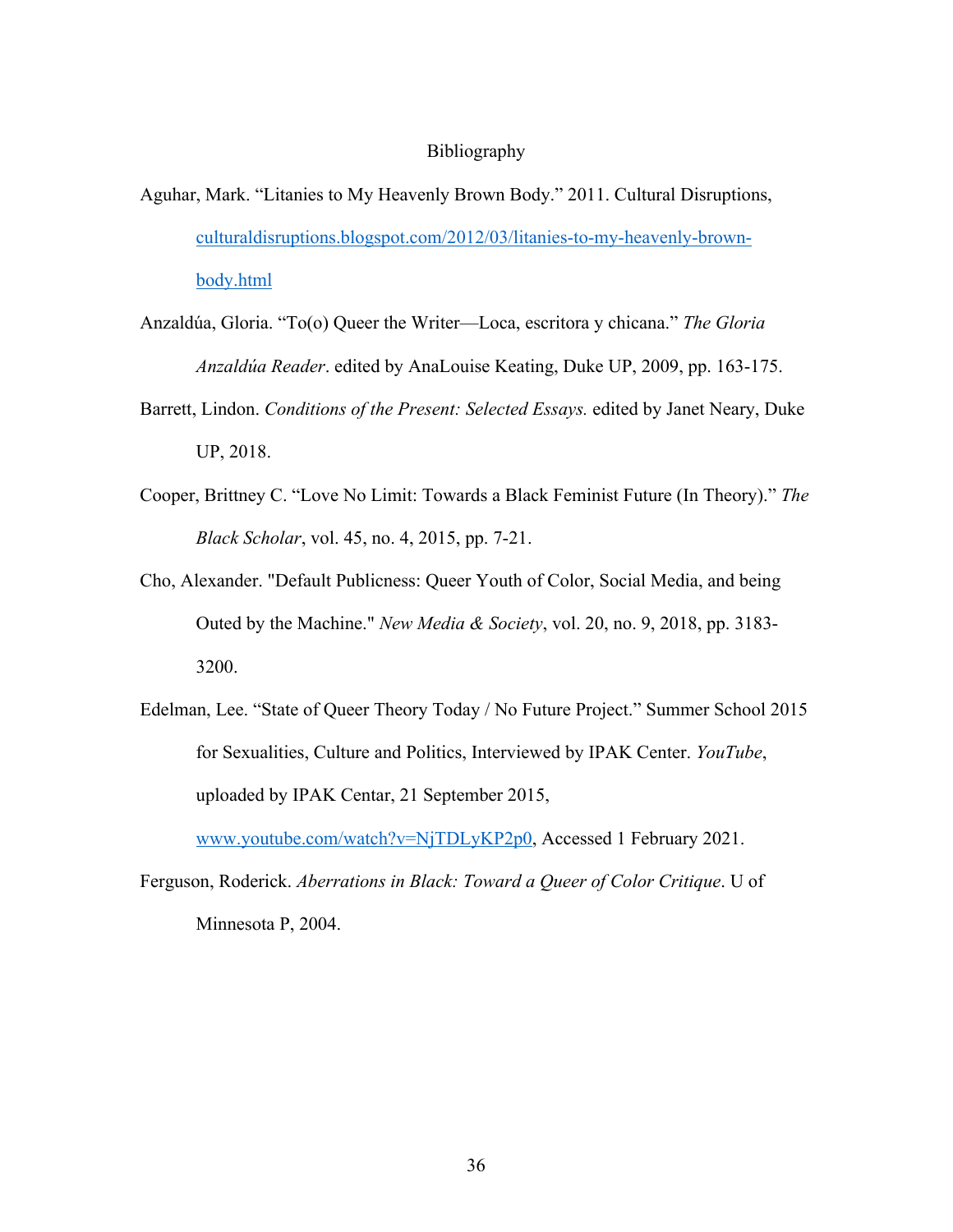# Bibliography

Aguhar, Mark. "Litanies to My Heavenly Brown Body." 2011. Cultural Disruptions, culturaldisruptions.blogspot.com/2012/03/litanies-to-my-heavenly-brown-body.html

Anzaldúa, Gloria. "To(o) Queer the Writer—Loca, escritora y chicana." *The Gloria Anzaldúa Reader*. edited by AnaLouise Keating, Duke UP, 2009, pp. 163-175.

Barrett, Lindon. *Conditions of the Present: Selected Essays.* edited by Janet Neary, Duke UP, 2018.

Cooper, Brittney C. "Love No Limit: Towards a Black Feminist Future (In Theory)." *The Black Scholar*, vol. 45, no. 4, 2015, pp. 7-21.

Cho, Alexander. "Default Publicness: Queer Youth of Color, Social Media, and being Outed by the Machine." *New Media & Society*, vol. 20, no. 9, 2018, pp. 3183-3200.

Edelman, Lee. "State of Queer Theory Today / No Future Project." Summer School 2015 for Sexualities, Culture and Politics, Interviewed by IPAK Center. *YouTube*, uploaded by IPAK Centar, 21 September 2015, www.youtube.com/watch?v=NjTDLyKP2p0, Accessed 1 February 2021.

Ferguson, Roderick. *Aberrations in Black: Toward a Queer of Color Critique*. U of Minnesota P, 2004.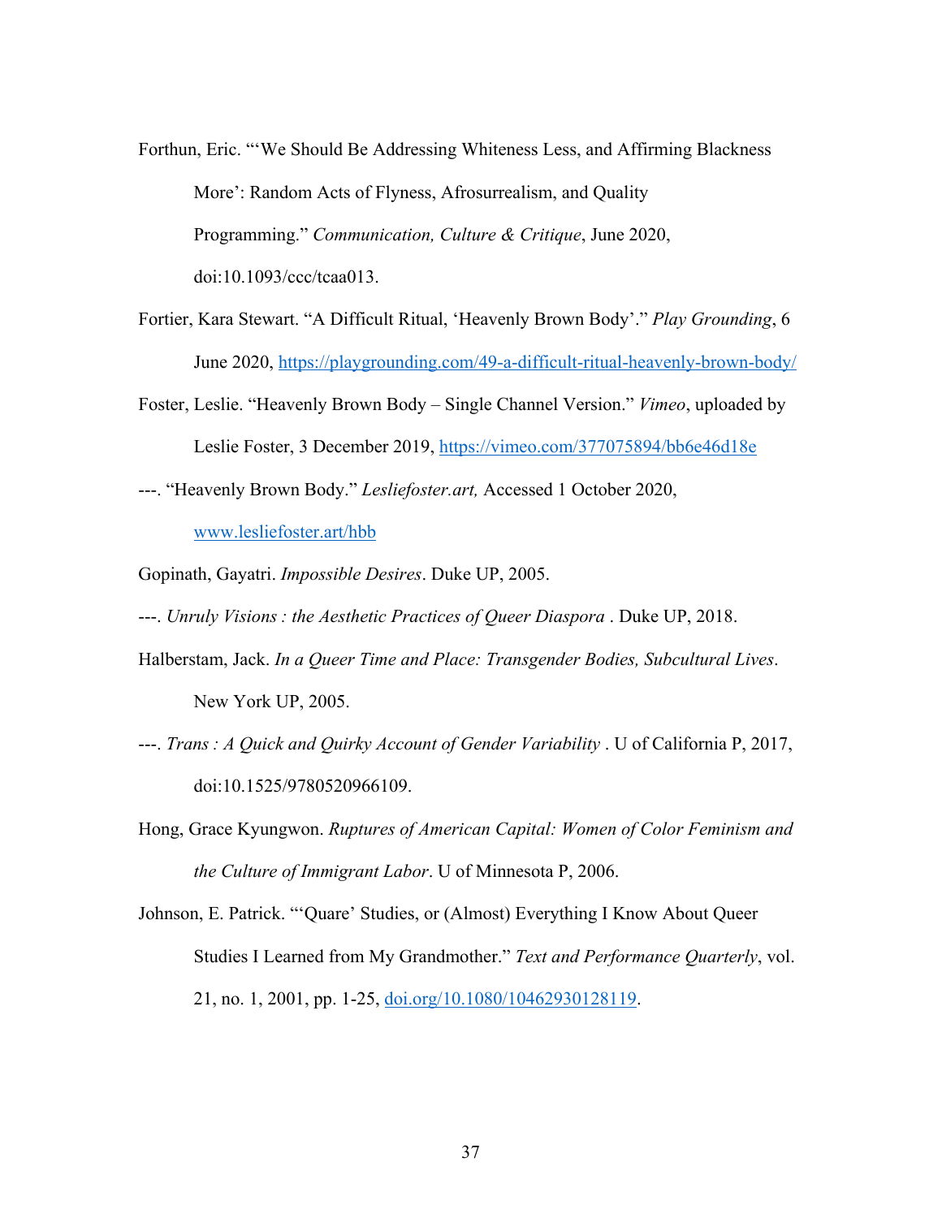Forthun, Eric. "'We Should Be Addressing Whiteness Less, and Affirming Blackness More': Random Acts of Flyness, Afrosurrealism, and Quality Programming." *Communication, Culture & Critique*, June 2020, doi:10.1093/ccc/tcaa013.

Fortier, Kara Stewart. "A Difficult Ritual, 'Heavenly Brown Body'." *Play Grounding*, 6 June 2020, https://playgrounding.com/49-a-difficult-ritual-heavenly-brown-body/

Foster, Leslie. "Heavenly Brown Body – Single Channel Version." *Vimeo*, uploaded by Leslie Foster, 3 December 2019, https://vimeo.com/377075894/bb6e46d18e

---. "Heavenly Brown Body." *Lesliefoster.art,* Accessed 1 October 2020, www.lesliefoster.art/hbb

Gopinath, Gayatri. *Impossible Desires*. Duke UP, 2005.

---. *Unruly Visions : the Aesthetic Practices of Queer Diaspora* . Duke UP, 2018.

Halberstam, Jack. *In a Queer Time and Place: Transgender Bodies, Subcultural Lives*. New York UP, 2005.

---. *Trans : A Quick and Quirky Account of Gender Variability* . U of California P, 2017, doi:10.1525/9780520966109.

Hong, Grace Kyungwon. *Ruptures of American Capital: Women of Color Feminism and the Culture of Immigrant Labor*. U of Minnesota P, 2006.

Johnson, E. Patrick. "'Quare' Studies, or (Almost) Everything I Know About Queer Studies I Learned from My Grandmother." *Text and Performance Quarterly*, vol. 21, no. 1, 2001, pp. 1-25, doi.org/10.1080/10462930128119.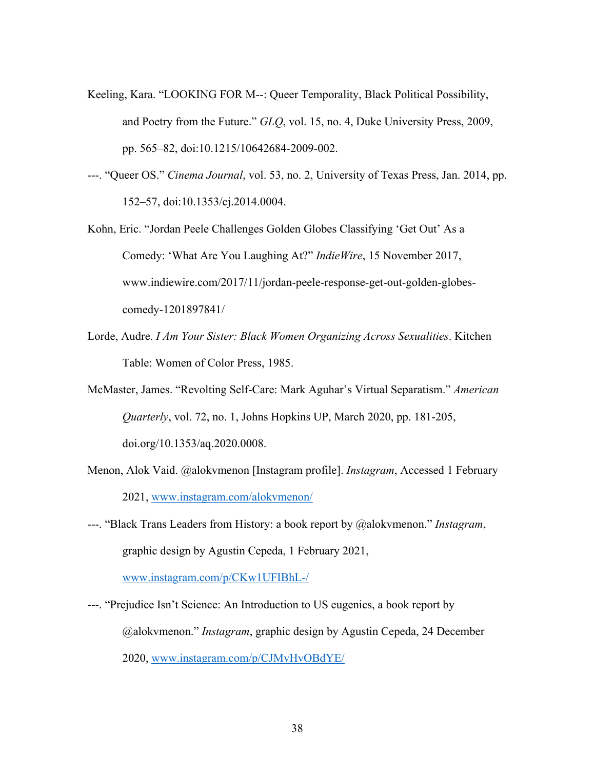Keeling, Kara. "LOOKING FOR M--: Queer Temporality, Black Political Possibility, and Poetry from the Future." *GLQ*, vol. 15, no. 4, Duke University Press, 2009, pp. 565–82, doi:10.1215/10642684-2009-002.

---. "Queer OS." *Cinema Journal*, vol. 53, no. 2, University of Texas Press, Jan. 2014, pp. 152–57, doi:10.1353/cj.2014.0004.

Kohn, Eric. "Jordan Peele Challenges Golden Globes Classifying 'Get Out' As a Comedy: 'What Are You Laughing At?" *IndieWire*, 15 November 2017, www.indiewire.com/2017/11/jordan-peele-response-get-out-golden-globes-comedy-1201897841/

Lorde, Audre. *I Am Your Sister: Black Women Organizing Across Sexualities*. Kitchen Table: Women of Color Press, 1985.

McMaster, James. "Revolting Self-Care: Mark Aguhar's Virtual Separatism." *American Quarterly*, vol. 72, no. 1, Johns Hopkins UP, March 2020, pp. 181-205, doi.org/10.1353/aq.2020.0008.

Menon, Alok Vaid. @alokvmenon [Instagram profile]. *Instagram*, Accessed 1 February 2021, www.instagram.com/alokvmenon/

---. "Black Trans Leaders from History: a book report by @alokvmenon." *Instagram*, graphic design by Agustin Cepeda, 1 February 2021, www.instagram.com/p/CKw1UFIBhL-/

---. "Prejudice Isn't Science: An Introduction to US eugenics, a book report by @alokvmenon." *Instagram*, graphic design by Agustin Cepeda, 24 December 2020, www.instagram.com/p/CJMvHvOBdYE/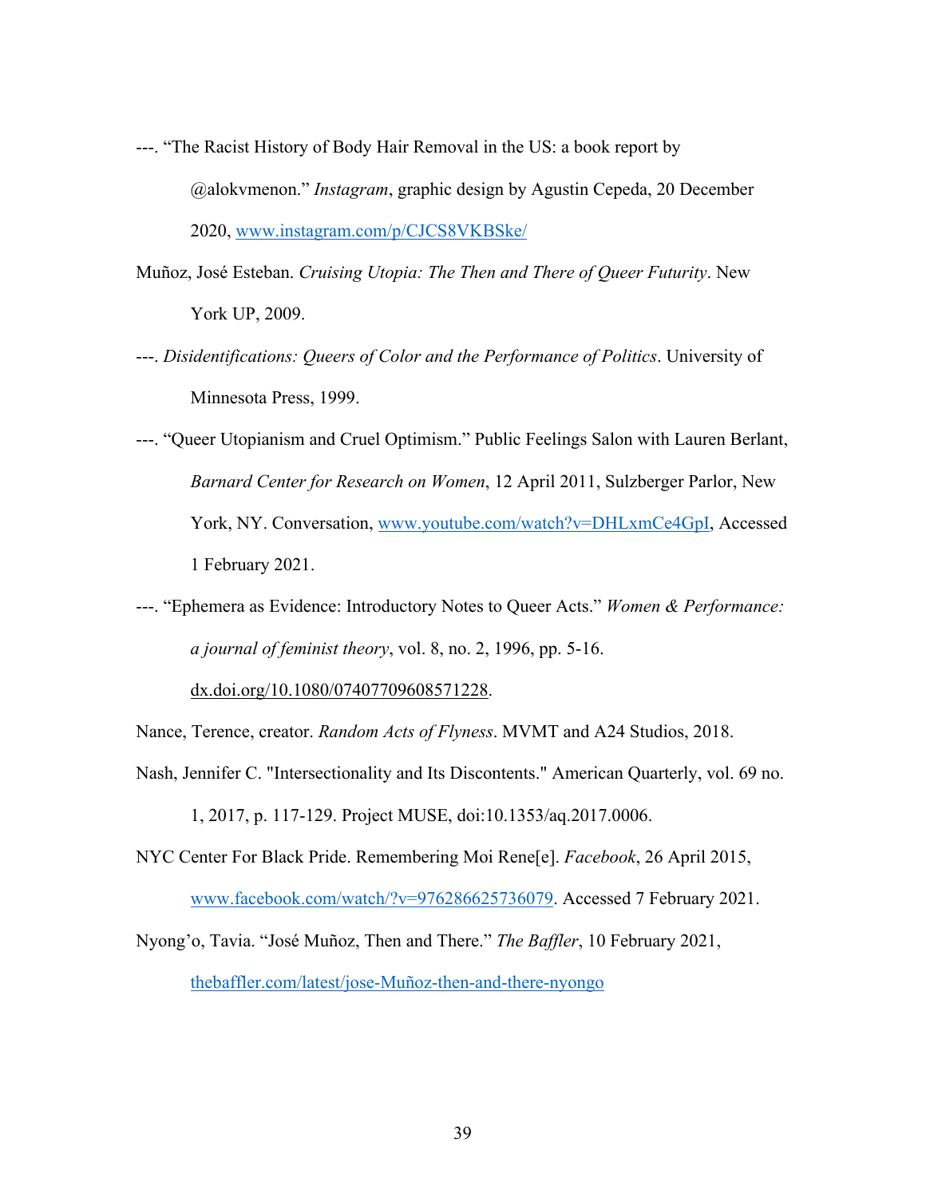---. "The Racist History of Body Hair Removal in the US: a book report by @alokvmenon." *Instagram*, graphic design by Agustin Cepeda, 20 December 2020, www.instagram.com/p/CJCS8VKBSke/

Muñoz, José Esteban. *Cruising Utopia: The Then and There of Queer Futurity*. New York UP, 2009.

---. *Disidentifications: Queers of Color and the Performance of Politics*. University of Minnesota Press, 1999.

---. "Queer Utopianism and Cruel Optimism." Public Feelings Salon with Lauren Berlant, *Barnard Center for Research on Women*, 12 April 2011, Sulzberger Parlor, New York, NY. Conversation, www.youtube.com/watch?v=DHLxmCe4GpI, Accessed 1 February 2021.

---. "Ephemera as Evidence: Introductory Notes to Queer Acts." *Women & Performance: a journal of feminist theory*, vol. 8, no. 2, 1996, pp. 5-16. dx.doi.org/10.1080/07407709608571228.

Nance, Terence, creator. *Random Acts of Flyness*. MVMT and A24 Studios, 2018.

Nash, Jennifer C. "Intersectionality and Its Discontents." American Quarterly, vol. 69 no. 1, 2017, p. 117-129. Project MUSE, doi:10.1353/aq.2017.0006.

NYC Center For Black Pride. Remembering Moi Rene[e]. *Facebook*, 26 April 2015, www.facebook.com/watch/?v=976286625736079. Accessed 7 February 2021.

Nyong'o, Tavia. "José Muñoz, Then and There." *The Baffler*, 10 February 2021, thebaffler.com/latest/jose-Muñoz-then-and-there-nyongo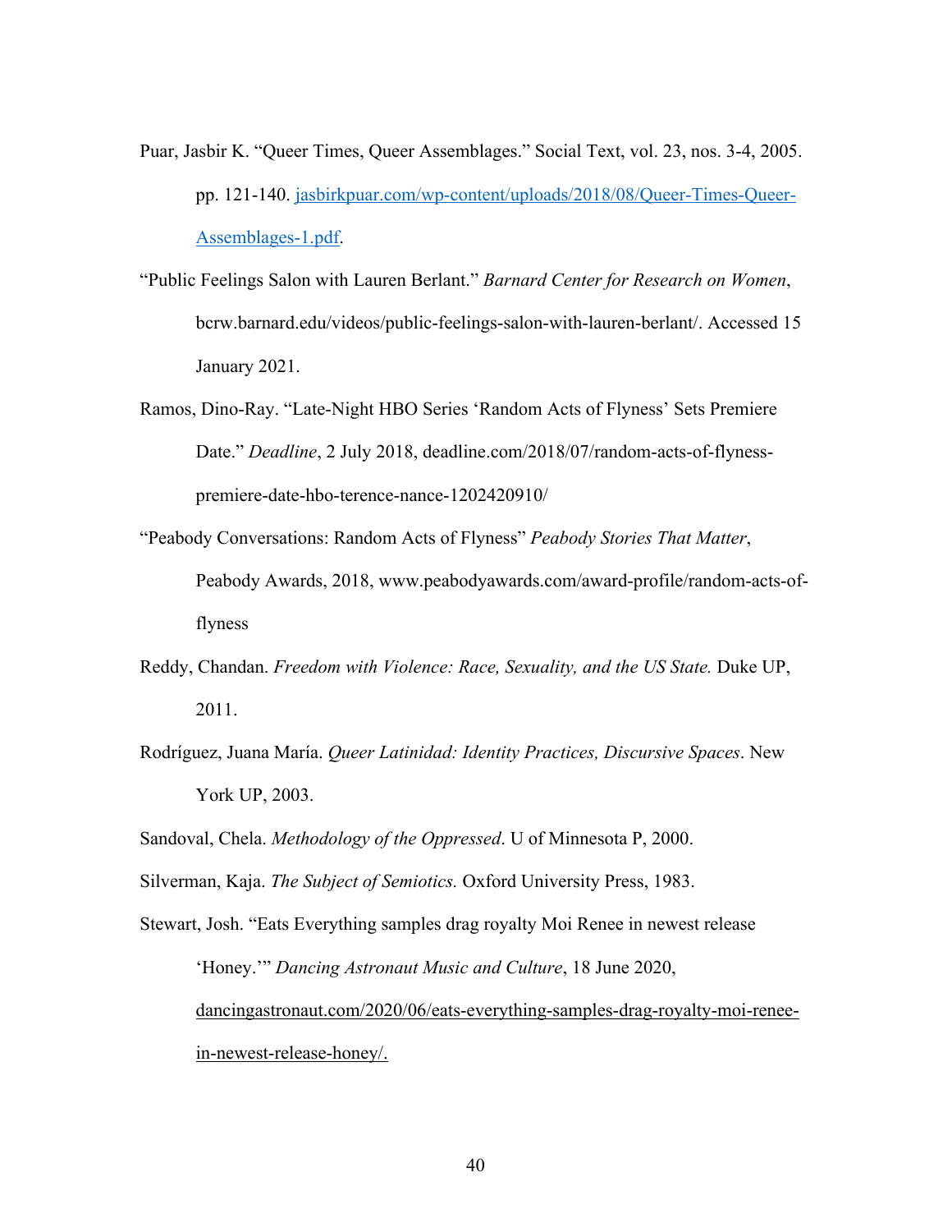Puar, Jasbir K. "Queer Times, Queer Assemblages." Social Text, vol. 23, nos. 3-4, 2005. pp. 121-140. jasbirkpuar.com/wp-content/uploads/2018/08/Queer-Times-Queer-Assemblages-1.pdf.

"Public Feelings Salon with Lauren Berlant." *Barnard Center for Research on Women*, bcrw.barnard.edu/videos/public-feelings-salon-with-lauren-berlant/. Accessed 15 January 2021.

Ramos, Dino-Ray. "Late-Night HBO Series 'Random Acts of Flyness' Sets Premiere Date." *Deadline*, 2 July 2018, deadline.com/2018/07/random-acts-of-flyness-premiere-date-hbo-terence-nance-1202420910/

"Peabody Conversations: Random Acts of Flyness" *Peabody Stories That Matter*, Peabody Awards, 2018, www.peabodyawards.com/award-profile/random-acts-of-flyness

Reddy, Chandan. *Freedom with Violence: Race, Sexuality, and the US State.* Duke UP, 2011.

Rodríguez, Juana María. *Queer Latinidad: Identity Practices, Discursive Spaces*. New York UP, 2003.

Sandoval, Chela. *Methodology of the Oppressed*. U of Minnesota P, 2000.

Silverman, Kaja. *The Subject of Semiotics.* Oxford University Press, 1983.

Stewart, Josh. "Eats Everything samples drag royalty Moi Renee in newest release 'Honey.'" *Dancing Astronaut Music and Culture*, 18 June 2020, dancingastronaut.com/2020/06/eats-everything-samples-drag-royalty-moi-renee-in-newest-release-honey/.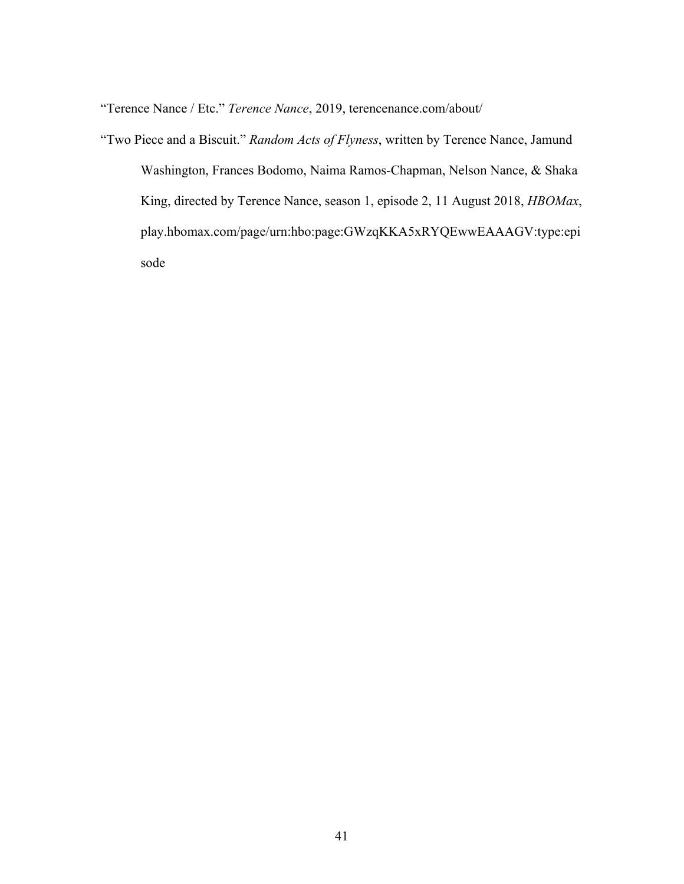"Terence Nance / Etc." *Terence Nance*, 2019, terencenance.com/about/

"Two Piece and a Biscuit." *Random Acts of Flyness*, written by Terence Nance, Jamund Washington, Frances Bodomo, Naima Ramos-Chapman, Nelson Nance, & Shaka King, directed by Terence Nance, season 1, episode 2, 11 August 2018, *HBOMax*, play.hbomax.com/page/urn:hbo:page:GWzqKKA5xRYQEwwEAAAGV:type:episode